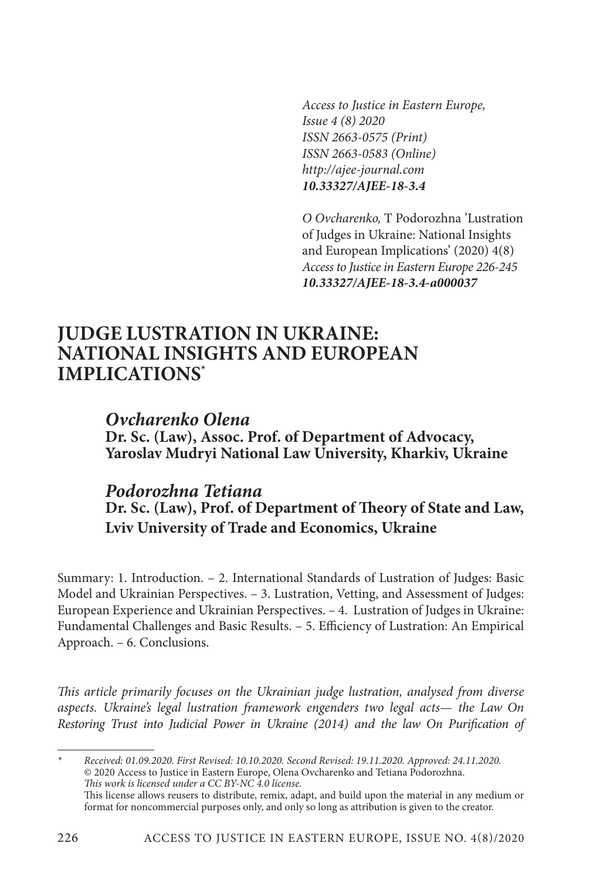*Access to Justice in Eastern Europe,*
*Issue 4 (8) 2020*
*ISSN 2663-0575 (Print)*
*ISSN 2663-0583 (Online)*
*http://ajee-journal.com*
***10.33327/AJEE-18-3.4***

*O Ovcharenko,* T Podorozhna 'Lustration of Judges in Ukraine: National Insights and European Implications' (2020) 4(8) *Access to Justice in Eastern Europe 226-245*
***10.33327/AJEE-18-3.4-a000037***

# JUDGE LUSTRATION IN UKRAINE: NATIONAL INSIGHTS AND EUROPEAN IMPLICATIONS[*]

### *Ovcharenko Olena*
**Dr. Sc. (Law), Assoc. Prof. of Department of Advocacy, Yaroslav Mudryi National Law University, Kharkiv, Ukraine**

### *Podorozhna Tetiana*
**Dr. Sc. (Law), Prof. of Department of Theory of State and Law, Lviv University of Trade and Economics, Ukraine**

Summary: 1. Introduction. – 2. International Standards of Lustration of Judges: Basic Model and Ukrainian Perspectives. – 3. Lustration, Vetting, and Assessment of Judges: European Experience and Ukrainian Perspectives. – 4. Lustration of Judges in Ukraine: Fundamental Challenges and Basic Results. – 5. Efficiency of Lustration: An Empirical Approach. – 6. Conclusions.

*This article primarily focuses on the Ukrainian judge lustration, analysed from diverse aspects. Ukraine's legal lustration framework engenders two legal acts— the Law On Restoring Trust into Judicial Power in Ukraine (2014) and the law On Purification of*

---

[*] *Received: 01.09.2020. First Revised: 10.10.2020. Second Revised: 19.11.2020. Approved: 24.11.2020.*
© 2020 Access to Justice in Eastern Europe, Olena Ovcharenko and Tetiana Podorozhna.
*This work is licensed under a CC BY-NC 4.0 license.*
This license allows reusers to distribute, remix, adapt, and build upon the material in any medium or format for noncommercial purposes only, and only so long as attribution is given to the creator.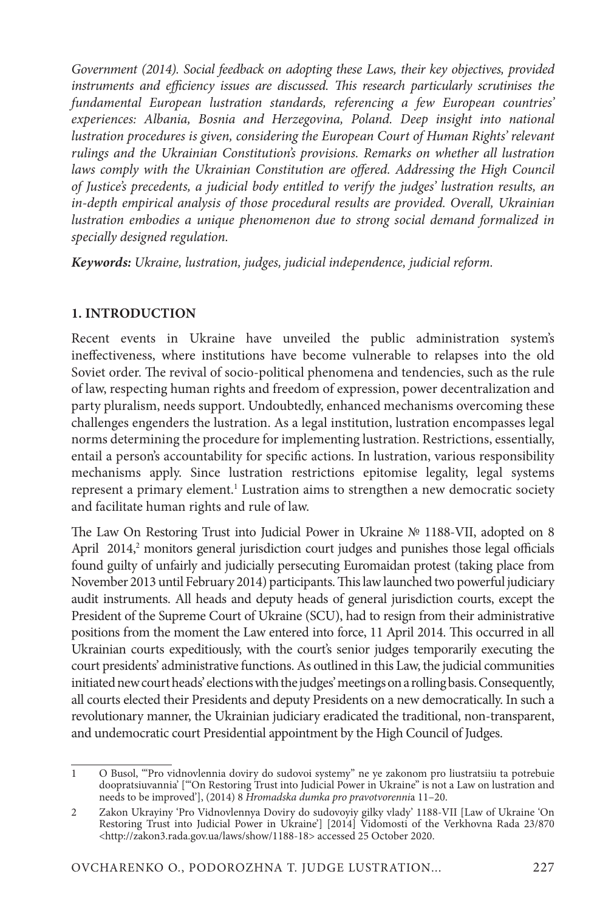*Government (2014). Social feedback on adopting these Laws, their key objectives, provided instruments and efficiency issues are discussed. This research particularly scrutinises the fundamental European lustration standards, referencing a few European countries' experiences: Albania, Bosnia and Herzegovina, Poland. Deep insight into national lustration procedures is given, considering the European Court of Human Rights' relevant rulings and the Ukrainian Constitution's provisions. Remarks on whether all lustration laws comply with the Ukrainian Constitution are offered. Addressing the High Council of Justice's precedents, a judicial body entitled to verify the judges' lustration results, an in-depth empirical analysis of those procedural results are provided. Overall, Ukrainian lustration embodies a unique phenomenon due to strong social demand formalized in specially designed regulation.*

***Keywords:** Ukraine, lustration, judges, judicial independence, judicial reform.*

## 1. INTRODUCTION

Recent events in Ukraine have unveiled the public administration system's ineffectiveness, where institutions have become vulnerable to relapses into the old Soviet order. The revival of socio-political phenomena and tendencies, such as the rule of law, respecting human rights and freedom of expression, power decentralization and party pluralism, needs support. Undoubtedly, enhanced mechanisms overcoming these challenges engenders the lustration. As a legal institution, lustration encompasses legal norms determining the procedure for implementing lustration. Restrictions, essentially, entail a person's accountability for specific actions. In lustration, various responsibility mechanisms apply. Since lustration restrictions epitomise legality, legal systems represent a primary element.[1] Lustration aims to strengthen a new democratic society and facilitate human rights and rule of law.

The Law On Restoring Trust into Judicial Power in Ukraine № 1188-VII, adopted on 8 April 2014,[2] monitors general jurisdiction court judges and punishes those legal officials found guilty of unfairly and judicially persecuting Euromaidan protest (taking place from November 2013 until February 2014) participants. This law launched two powerful judiciary audit instruments. All heads and deputy heads of general jurisdiction courts, except the President of the Supreme Court of Ukraine (SCU), had to resign from their administrative positions from the moment the Law entered into force, 11 April 2014. This occurred in all Ukrainian courts expeditiously, with the court's senior judges temporarily executing the court presidents' administrative functions. As outlined in this Law, the judicial communities initiated new court heads' elections with the judges' meetings on a rolling basis. Consequently, all courts elected their Presidents and deputy Presidents on a new democratically. In such a revolutionary manner, the Ukrainian judiciary eradicated the traditional, non-transparent, and undemocratic court Presidential appointment by the High Council of Judges.

---

1 O Busol, '"Pro vidnovlennia doviry do sudovoi systemy" ne ye zakonom pro liustratsiiu ta potrebuie doopratsiuvannia' ['"On Restoring Trust into Judicial Power in Ukraine" is not a Law on lustration and needs to be improved'], (2014) 8 *Hromadska dumka pro pravotvorenni*a 11–20.

2 Zakon Ukrayiny 'Pro Vidnovlennya Doviry do sudovoyiy gilky vlady' 1188-VII [Law of Ukraine 'On Restoring Trust into Judicial Power in Ukraine'] [2014] Vidomosti of the Verkhovna Rada 23/870 <http://zakon3.rada.gov.ua/laws/show/1188-18> accessed 25 October 2020.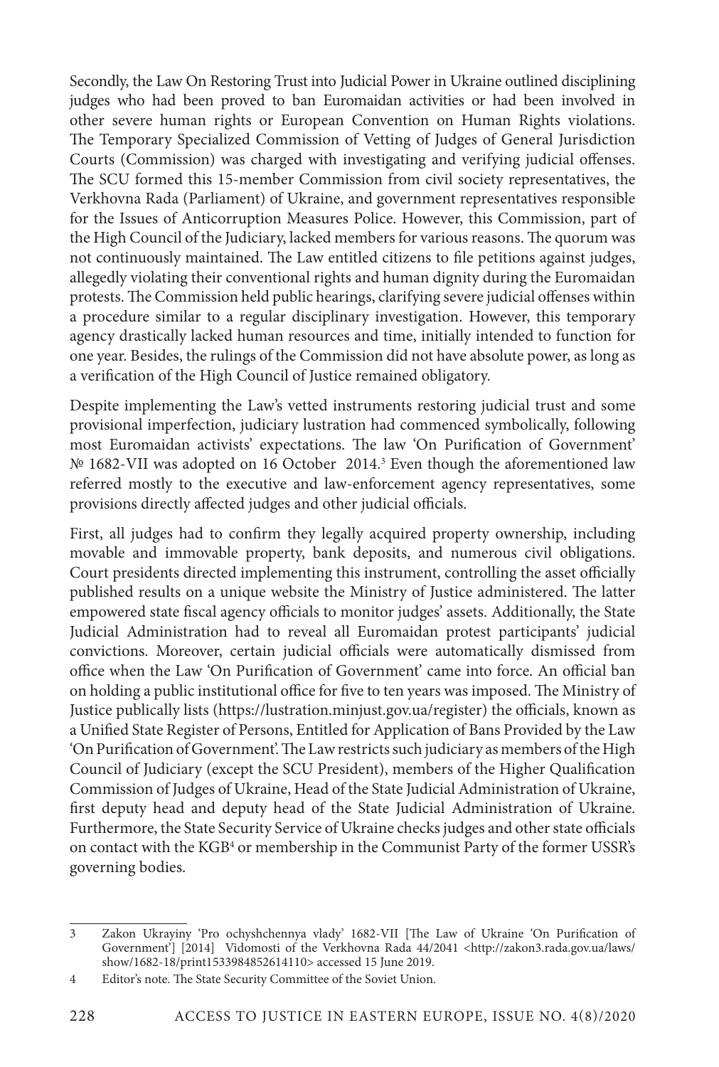Secondly, the Law On Restoring Trust into Judicial Power in Ukraine outlined disciplining judges who had been proved to ban Euromaidan activities or had been involved in other severe human rights or European Convention on Human Rights violations. The Temporary Specialized Commission of Vetting of Judges of General Jurisdiction Courts (Commission) was charged with investigating and verifying judicial offenses. The SCU formed this 15-member Commission from civil society representatives, the Verkhovna Rada (Parliament) of Ukraine, and government representatives responsible for the Issues of Anticorruption Measures Police. However, this Commission, part of the High Council of the Judiciary, lacked members for various reasons. The quorum was not continuously maintained. The Law entitled citizens to file petitions against judges, allegedly violating their conventional rights and human dignity during the Euromaidan protests. The Commission held public hearings, clarifying severe judicial offenses within a procedure similar to a regular disciplinary investigation. However, this temporary agency drastically lacked human resources and time, initially intended to function for one year. Besides, the rulings of the Commission did not have absolute power, as long as a verification of the High Council of Justice remained obligatory.

Despite implementing the Law's vetted instruments restoring judicial trust and some provisional imperfection, judiciary lustration had commenced symbolically, following most Euromaidan activists' expectations. The law 'On Purification of Government' № 1682-VII was adopted on 16 October 2014.[3] Even though the aforementioned law referred mostly to the executive and law-enforcement agency representatives, some provisions directly affected judges and other judicial officials.

First, all judges had to confirm they legally acquired property ownership, including movable and immovable property, bank deposits, and numerous civil obligations. Court presidents directed implementing this instrument, controlling the asset officially published results on a unique website the Ministry of Justice administered. The latter empowered state fiscal agency officials to monitor judges' assets. Additionally, the State Judicial Administration had to reveal all Euromaidan protest participants' judicial convictions. Moreover, certain judicial officials were automatically dismissed from office when the Law 'On Purification of Government' came into force. An official ban on holding a public institutional office for five to ten years was imposed. The Ministry of Justice publically lists (https://lustration.minjust.gov.ua/register) the officials, known as a Unified State Register of Persons, Entitled for Application of Bans Provided by the Law 'On Purification of Government'. The Law restricts such judiciary as members of the High Council of Judiciary (except the SCU President), members of the Higher Qualification Commission of Judges of Ukraine, Head of the State Judicial Administration of Ukraine, first deputy head and deputy head of the State Judicial Administration of Ukraine. Furthermore, the State Security Service of Ukraine checks judges and other state officials on contact with the KGB[4] or membership in the Communist Party of the former USSR's governing bodies.

---

3 Zakon Ukrayiny 'Pro ochyshchennya vlady' 1682-VII [The Law of Ukraine 'On Purification of Government'] [2014] Vidomosti of the Verkhovna Rada 44/2041 <http://zakon3.rada.gov.ua/laws/show/1682-18/print1533984852614110> accessed 15 June 2019.

4 Editor's note. The State Security Committee of the Soviet Union.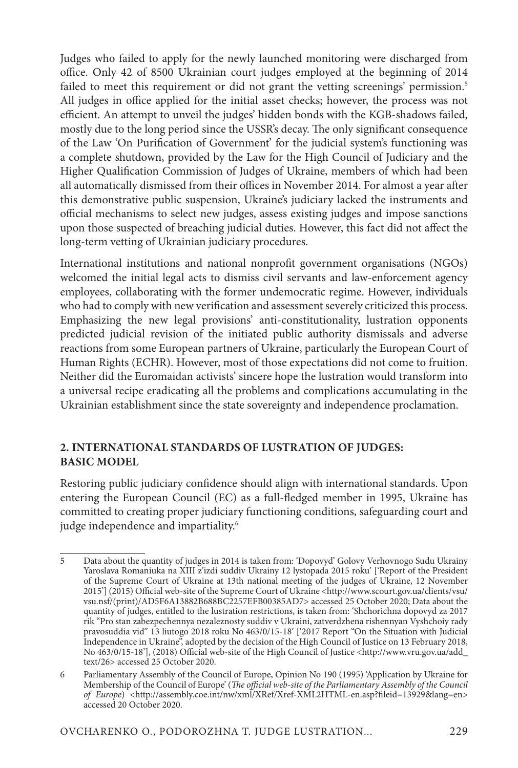Judges who failed to apply for the newly launched monitoring were discharged from office. Only 42 of 8500 Ukrainian court judges employed at the beginning of 2014 failed to meet this requirement or did not grant the vetting screenings' permission.[5] All judges in office applied for the initial asset checks; however, the process was not efficient. An attempt to unveil the judges' hidden bonds with the KGB-shadows failed, mostly due to the long period since the USSR's decay. The only significant consequence of the Law 'On Purification of Government' for the judicial system's functioning was a complete shutdown, provided by the Law for the High Council of Judiciary and the Higher Qualification Commission of Judges of Ukraine, members of which had been all automatically dismissed from their offices in November 2014. For almost a year after this demonstrative public suspension, Ukraine's judiciary lacked the instruments and official mechanisms to select new judges, assess existing judges and impose sanctions upon those suspected of breaching judicial duties. However, this fact did not affect the long-term vetting of Ukrainian judiciary procedures.

International institutions and national nonprofit government organisations (NGOs) welcomed the initial legal acts to dismiss civil servants and law-enforcement agency employees, collaborating with the former undemocratic regime. However, individuals who had to comply with new verification and assessment severely criticized this process. Emphasizing the new legal provisions' anti-constitutionality, lustration opponents predicted judicial revision of the initiated public authority dismissals and adverse reactions from some European partners of Ukraine, particularly the European Court of Human Rights (ECHR). However, most of those expectations did not come to fruition. Neither did the Euromaidan activists' sincere hope the lustration would transform into a universal recipe eradicating all the problems and complications accumulating in the Ukrainian establishment since the state sovereignty and independence proclamation.

## 2. INTERNATIONAL STANDARDS OF LUSTRATION OF JUDGES: BASIC MODEL

Restoring public judiciary confidence should align with international standards. Upon entering the European Council (EC) as a full-fledged member in 1995, Ukraine has committed to creating proper judiciary functioning conditions, safeguarding court and judge independence and impartiality.[6]

---

5 Data about the quantity of judges in 2014 is taken from: 'Dopovyd' Golovy Verhovnogo Sudu Ukrainy Yaroslava Romaniuka na XIII z'izdi suddiv Ukrainy 12 lystopada 2015 roku' ['Report of the President of the Supreme Court of Ukraine at 13th national meeting of the judges of Ukraine, 12 November 2015'] (2015) Official web-site of the Supreme Court of Ukraine <http://www.scourt.gov.ua/clients/vsu/vsu.nsf/(print)/AD5F6A13882B688BC2257EFB00385AD7> accessed 25 October 2020; Data about the quantity of judges, entitled to the lustration restrictions, is taken from: 'Shchorichna dopovyd za 2017 rik "Pro stan zabezpechennya nezaleznosty suddiv v Ukraini, zatverdzhena rishennyan Vyshchoiy rady pravosuddia vid" 13 liutogo 2018 roku No 463/0/15-18' ['2017 Report "On the Situation with Judicial Independence in Ukraine", adopted by the decision of the High Council of Justice on 13 February 2018, No 463/0/15-18'], (2018) Official web-site of the High Council of Justice <http://www.vru.gov.ua/add_text/26> accessed 25 October 2020.

6 Parliamentary Assembly of the Council of Europe, Opinion No 190 (1995) 'Application by Ukraine for Membership of the Council of Europe' (*The official web-site of the Parliamentary Assembly of the Council of Europe*) <http://assembly.coe.int/nw/xml/XRef/Xref-XML2HTML-en.asp?fileid=13929&lang=en> accessed 20 October 2020.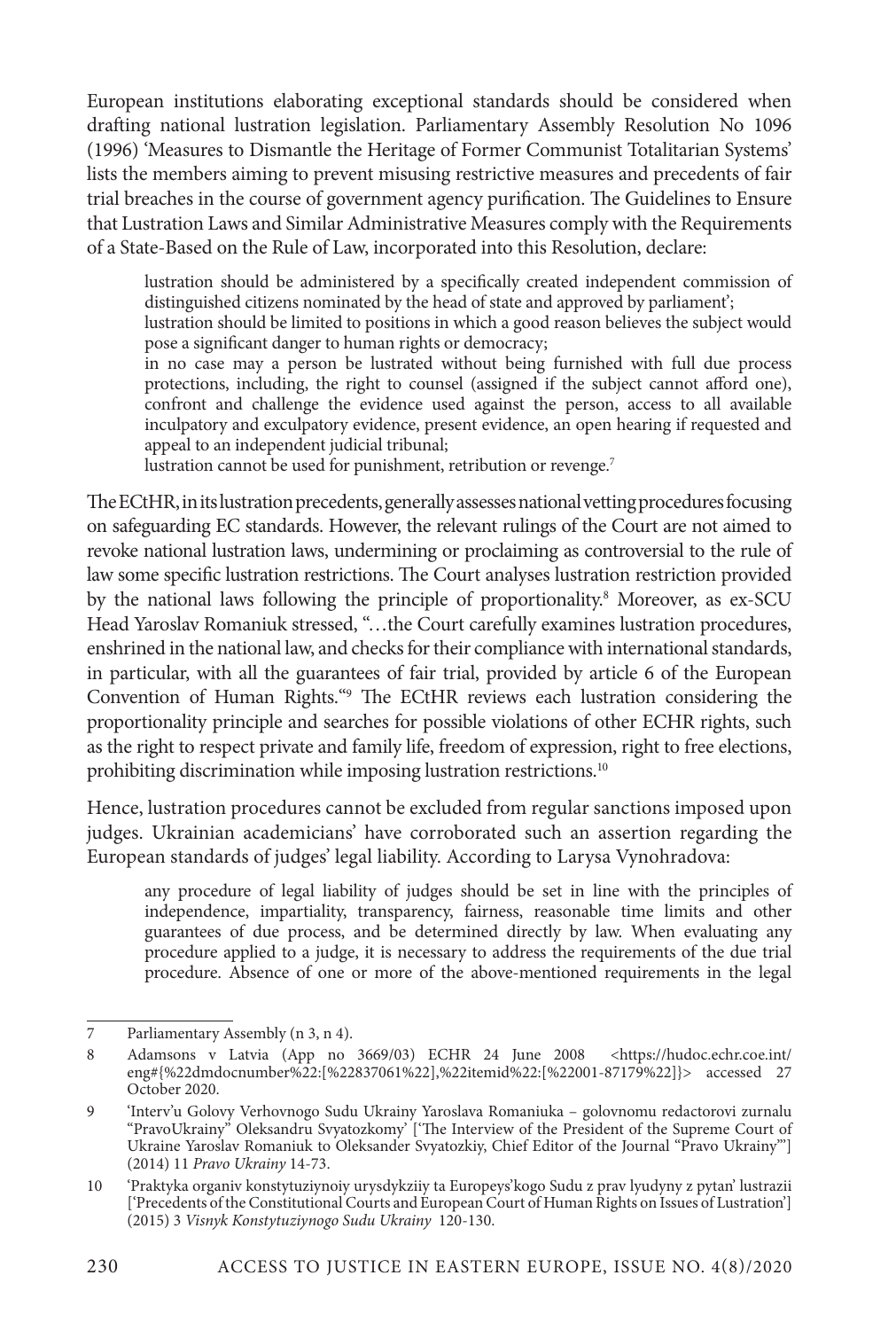European institutions elaborating exceptional standards should be considered when drafting national lustration legislation. Parliamentary Assembly Resolution No 1096 (1996) 'Measures to Dismantle the Heritage of Former Communist Totalitarian Systems' lists the members aiming to prevent misusing restrictive measures and precedents of fair trial breaches in the course of government agency purification. The Guidelines to Ensure that Lustration Laws and Similar Administrative Measures comply with the Requirements of a State-Based on the Rule of Law, incorporated into this Resolution, declare:

> lustration should be administered by a specifically created independent commission of distinguished citizens nominated by the head of state and approved by parliament';
> lustration should be limited to positions in which a good reason believes the subject would pose a significant danger to human rights or democracy;
> in no case may a person be lustrated without being furnished with full due process protections, including, the right to counsel (assigned if the subject cannot afford one), confront and challenge the evidence used against the person, access to all available inculpatory and exculpatory evidence, present evidence, an open hearing if requested and appeal to an independent judicial tribunal;
> lustration cannot be used for punishment, retribution or revenge.[7]

The ECtHR, in its lustration precedents, generally assesses national vetting procedures focusing on safeguarding EC standards. However, the relevant rulings of the Court are not aimed to revoke national lustration laws, undermining or proclaiming as controversial to the rule of law some specific lustration restrictions. The Court analyses lustration restriction provided by the national laws following the principle of proportionality.[8] Moreover, as ex-SCU Head Yaroslav Romaniuk stressed, "…the Court carefully examines lustration procedures, enshrined in the national law, and checks for their compliance with international standards, in particular, with all the guarantees of fair trial, provided by article 6 of the European Convention of Human Rights."[9] The ECtHR reviews each lustration considering the proportionality principle and searches for possible violations of other ECHR rights, such as the right to respect private and family life, freedom of expression, right to free elections, prohibiting discrimination while imposing lustration restrictions.[10]

Hence, lustration procedures cannot be excluded from regular sanctions imposed upon judges. Ukrainian academicians' have corroborated such an assertion regarding the European standards of judges' legal liability. According to Larysa Vynohradova:

> any procedure of legal liability of judges should be set in line with the principles of independence, impartiality, transparency, fairness, reasonable time limits and other guarantees of due process, and be determined directly by law. When evaluating any procedure applied to a judge, it is necessary to address the requirements of the due trial procedure. Absence of one or more of the above-mentioned requirements in the legal

---

7 Parliamentary Assembly (n 3, n 4).

8 Adamsons v Latvia (App no 3669/03) ECHR 24 June 2008 <https://hudoc.echr.coe.int/eng#{%22dmdocnumber%22:[%22837061%22],%22itemid%22:[%22001-87179%22]}> accessed 27 October 2020.

9 'Interv'u Golovy Verhovnogo Sudu Ukrainy Yaroslava Romaniuka – golovnomu redactorovi zurnalu "PravoUkrainy" Oleksandru Svyatozkomy' ['The Interview of the President of the Supreme Court of Ukraine Yaroslav Romaniuk to Oleksander Svyatozkiy, Chief Editor of the Journal "Pravo Ukrainy"'] (2014) 11 *Pravo Ukrainy* 14-73.

10 'Praktyka organiv konstytuziynoiy urysdykziiy ta Europeys'kogo Sudu z prav lyudyny z pytan' lustrazii ['Precedents of the Constitutional Courts and European Court of Human Rights on Issues of Lustration'] (2015) 3 *Visnyk Konstytuziynogo Sudu Ukrainy* 120-130.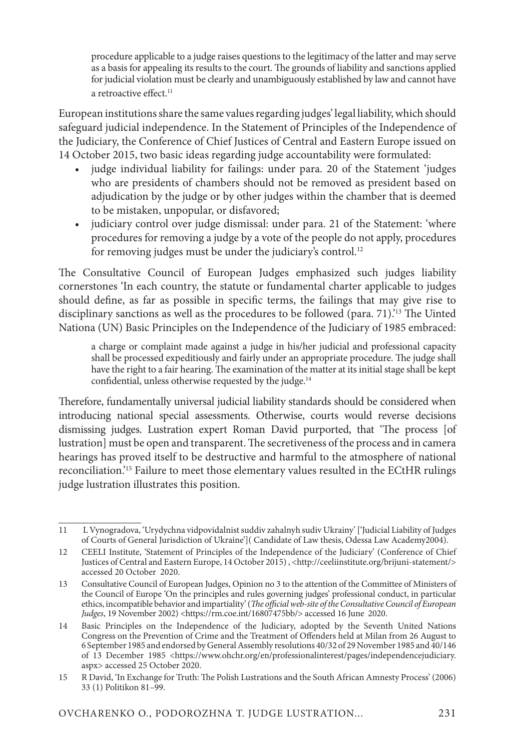> procedure applicable to a judge raises questions to the legitimacy of the latter and may serve as a basis for appealing its results to the court. The grounds of liability and sanctions applied for judicial violation must be clearly and unambiguously established by law and cannot have a retroactive effect.[11]

European institutions share the same values regarding judges' legal liability, which should safeguard judicial independence. In the Statement of Principles of the Independence of the Judiciary, the Conference of Chief Justices of Central and Eastern Europe issued on 14 October 2015, two basic ideas regarding judge accountability were formulated:

- judge individual liability for failings: under para. 20 of the Statement 'judges who are presidents of chambers should not be removed as president based on adjudication by the judge or by other judges within the chamber that is deemed to be mistaken, unpopular, or disfavored;
- judiciary control over judge dismissal: under para. 21 of the Statement: 'where procedures for removing a judge by a vote of the people do not apply, procedures for removing judges must be under the judiciary's control.[12]

The Consultative Council of European Judges emphasized such judges liability cornerstones 'In each country, the statute or fundamental charter applicable to judges should define, as far as possible in specific terms, the failings that may give rise to disciplinary sanctions as well as the procedures to be followed (para. 71).'[13] The Uinted Nationa (UN) Basic Principles on the Independence of the Judiciary of 1985 embraced:

> a charge or complaint made against a judge in his/her judicial and professional capacity shall be processed expeditiously and fairly under an appropriate procedure. The judge shall have the right to a fair hearing. The examination of the matter at its initial stage shall be kept confidential, unless otherwise requested by the judge.[14]

Therefore, fundamentally universal judicial liability standards should be considered when introducing national special assessments. Otherwise, courts would reverse decisions dismissing judges. Lustration expert Roman David purported, that 'The process [of lustration] must be open and transparent. The secretiveness of the process and in camera hearings has proved itself to be destructive and harmful to the atmosphere of national reconciliation.'[15] Failure to meet those elementary values resulted in the ECtHR rulings judge lustration illustrates this position.

---

11 L Vynogradova, 'Urydychna vidpovidalnist suddiv zahalnyh sudiv Ukrainy' ['Judicial Liability of Judges of Courts of General Jurisdiction of Ukraine']( Candidate of Law thesis, Odessa Law Academy2004).

12 CEELI Institute, 'Statement of Principles of the Independence of the Judiciary' (Conference of Chief Justices of Central and Eastern Europe, 14 October 2015) , <http://ceeliinstitute.org/brijuni-statement/> accessed 20 October 2020.

13 Consultative Council of European Judges, Opinion no 3 to the attention of the Committee of Ministers of the Council of Europe 'On the principles and rules governing judges' professional conduct, in particular ethics, incompatible behavior and impartiality' (*The official web-site of the Consultative Council of European Judges*, 19 November 2002) <https://rm.coe.int/16807475bb/> accessed 16 June 2020.

14 Basic Principles on the Independence of the Judiciary, adopted by the Seventh United Nations Congress on the Prevention of Crime and the Treatment of Offenders held at Milan from 26 August to 6 September 1985 and endorsed by General Assembly resolutions 40/32 of 29 November 1985 and 40/146 of 13 December 1985 <https://www.ohchr.org/en/professionalinterest/pages/independencejudiciary.aspx> accessed 25 October 2020.

15 R David, 'In Exchange for Truth: The Polish Lustrations and the South African Amnesty Process' (2006) 33 (1) Politikon 81–99.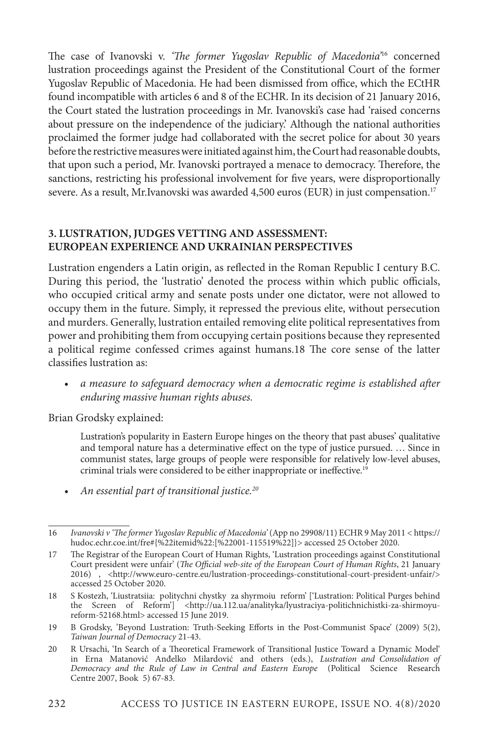The case of Ivanovski v. *'The former Yugoslav Republic of Macedonia'*[16] concerned lustration proceedings against the President of the Constitutional Court of the former Yugoslav Republic of Macedonia. He had been dismissed from office, which the ECtHR found incompatible with articles 6 and 8 of the ECHR. In its decision of 21 January 2016, the Court stated the lustration proceedings in Mr. Ivanovski's case had 'raised concerns about pressure on the independence of the judiciary.' Although the national authorities proclaimed the former judge had collaborated with the secret police for about 30 years before the restrictive measures were initiated against him, the Court had reasonable doubts, that upon such a period, Mr. Ivanovski portrayed a menace to democracy. Therefore, the sanctions, restricting his professional involvement for five years, were disproportionally severe. As a result, Mr.Ivanovski was awarded 4,500 euros (EUR) in just compensation.[17]

## 3. LUSTRATION, JUDGES VETTING AND ASSESSMENT: EUROPEAN EXPERIENCE AND UKRAINIAN PERSPECTIVES

Lustration engenders a Latin origin, as reflected in the Roman Republic I century B.C. During this period, the 'lustratio' denoted the process within which public officials, who occupied critical army and senate posts under one dictator, were not allowed to occupy them in the future. Simply, it repressed the previous elite, without persecution and murders. Generally, lustration entailed removing elite political representatives from power and prohibiting them from occupying certain positions because they represented a political regime confessed crimes against humans.18 The core sense of the latter classifies lustration as:

- *a measure to safeguard democracy when a democratic regime is established after enduring massive human rights abuses.*

Brian Grodsky explained:

> Lustration's popularity in Eastern Europe hinges on the theory that past abuses' qualitative and temporal nature has a determinative effect on the type of justice pursued. … Since in communist states, large groups of people were responsible for relatively low-level abuses, criminal trials were considered to be either inappropriate or ineffective.[19]

- *An essential part of transitional justice.[20]*

---

16 *Ivanovski v 'The former Yugoslav Republic of Macedonia'* (App no 29908/11) ECHR 9 May 2011 < https://hudoc.echr.coe.int/fre#{%22itemid%22:[%22001-115519%22]}> accessed 25 October 2020.

17 The Registrar of the European Court of Human Rights, 'Lustration proceedings against Constitutional Court president were unfair' (*The Official web-site of the European Court of Human Rights*, 21 January 2016) , <http://www.euro-centre.eu/lustration-proceedings-constitutional-court-president-unfair/> accessed 25 October 2020.

18 S Kostezh, 'Liustratsiia: politychni chystky za shyrmoiu reform' ['Lustration: Political Purges behind the Screen of Reform'] <http://ua.112.ua/analityka/lyustraciya-politichnichistki-za-shirmoyu-reform-52168.html> accessed 15 June 2019.

19 B Grodsky, 'Beyond Lustration: Truth-Seeking Efforts in the Post-Communist Space' (2009) 5(2), *Taiwan Journal of Democracy* 21-43.

20 R Ursachi, 'In Search of a Theoretical Framework of Transitional Justice Toward a Dynamic Model' in Erna Matanović Anđelko Milardović and others (eds.), *Lustration and Consolidation of Democracy and the Rule of Law in Central and Eastern Europe* (Political Science Research Centre 2007, Book 5) 67-83.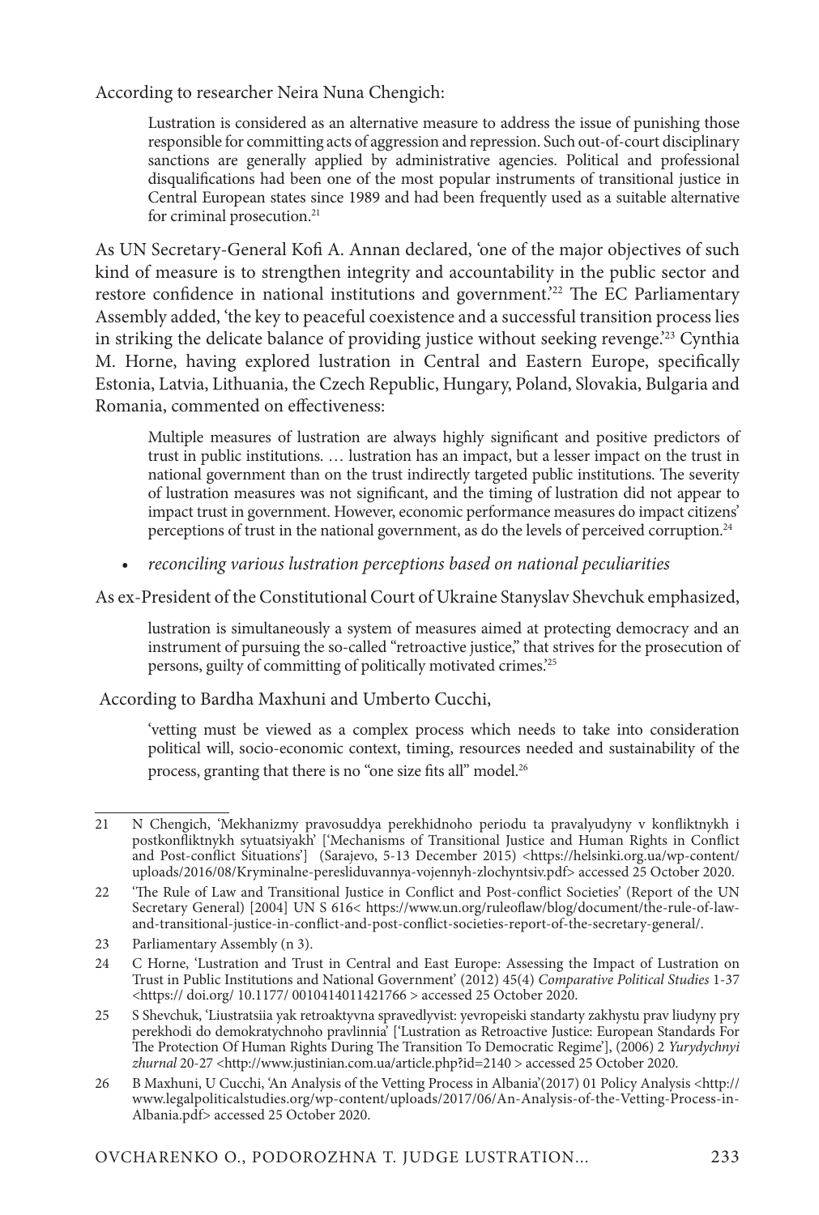According to researcher Neira Nuna Chengich:

> Lustration is considered as an alternative measure to address the issue of punishing those responsible for committing acts of aggression and repression. Such out-of-court disciplinary sanctions are generally applied by administrative agencies. Political and professional disqualifications had been one of the most popular instruments of transitional justice in Central European states since 1989 and had been frequently used as a suitable alternative for criminal prosecution.[21]

As UN Secretary-General Kofi A. Annan declared, 'one of the major objectives of such kind of measure is to strengthen integrity and accountability in the public sector and restore confidence in national institutions and government.'[22] The EC Parliamentary Assembly added, 'the key to peaceful coexistence and a successful transition process lies in striking the delicate balance of providing justice without seeking revenge.'[23] Cynthia M. Horne, having explored lustration in Central and Eastern Europe, specifically Estonia, Latvia, Lithuania, the Czech Republic, Hungary, Poland, Slovakia, Bulgaria and Romania, commented on effectiveness:

> Multiple measures of lustration are always highly significant and positive predictors of trust in public institutions. … lustration has an impact, but a lesser impact on the trust in national government than on the trust indirectly targeted public institutions. The severity of lustration measures was not significant, and the timing of lustration did not appear to impact trust in government. However, economic performance measures do impact citizens' perceptions of trust in the national government, as do the levels of perceived corruption.[24]

- *reconciling various lustration perceptions based on national peculiarities*

As ex-President of the Constitutional Court of Ukraine Stanyslav Shevchuk emphasized,

> lustration is simultaneously a system of measures aimed at protecting democracy and an instrument of pursuing the so-called "retroactive justice," that strives for the prosecution of persons, guilty of committing of politically motivated crimes.'[25]

According to Bardha Maxhuni and Umberto Cucchi,

> 'vetting must be viewed as a complex process which needs to take into consideration political will, socio-economic context, timing, resources needed and sustainability of the process, granting that there is no "one size fits all" model.[26]

---

21 N Chengich, 'Mekhanizmy pravosuddya perekhidnoho periodu ta pravalyudyny v konfliktnykh i postkonfliktnykh sytuatsiyakh' ['Mechanisms of Transitional Justice and Human Rights in Conflict and Post-conflict Situations'] (Sarajevo, 5-13 December 2015) <https://helsinki.org.ua/wp-content/uploads/2016/08/Kryminalne-peresliduvannya-vojennyh-zlochyntsiv.pdf> accessed 25 October 2020.

22 'The Rule of Law and Transitional Justice in Conflict and Post-conflict Societies' (Report of the UN Secretary General) [2004] UN S 616< https://www.un.org/ruleoflaw/blog/document/the-rule-of-law-and-transitional-justice-in-conflict-and-post-conflict-societies-report-of-the-secretary-general/.

23 Parliamentary Assembly (n 3).

24 C Horne, 'Lustration and Trust in Central and East Europe: Assessing the Impact of Lustration on Trust in Public Institutions and National Government' (2012) 45(4) *Comparative Political Studies* 1-37 <https:// doi.org/ 10.1177/ 0010414011421766 > accessed 25 October 2020.

25 S Shevchuk, 'Liustratsiia yak retroaktyvna spravedlyvist: yevropeiski standarty zakhystu prav liudyny pry perekhodi do demokratychnoho pravlinnia' ['Lustration as Retroactive Justice: European Standards For The Protection Of Human Rights During The Transition To Democratic Regime'], (2006) 2 *Yurydychnyi zhurnal* 20-27 <http://www.justinian.com.ua/article.php?id=2140 > accessed 25 October 2020.

26 B Maxhuni, U Cucchi, 'An Analysis of the Vetting Process in Albania'(2017) 01 Policy Analysis <http://www.legalpoliticalstudies.org/wp-content/uploads/2017/06/An-Analysis-of-the-Vetting-Process-in-Albania.pdf> accessed 25 October 2020.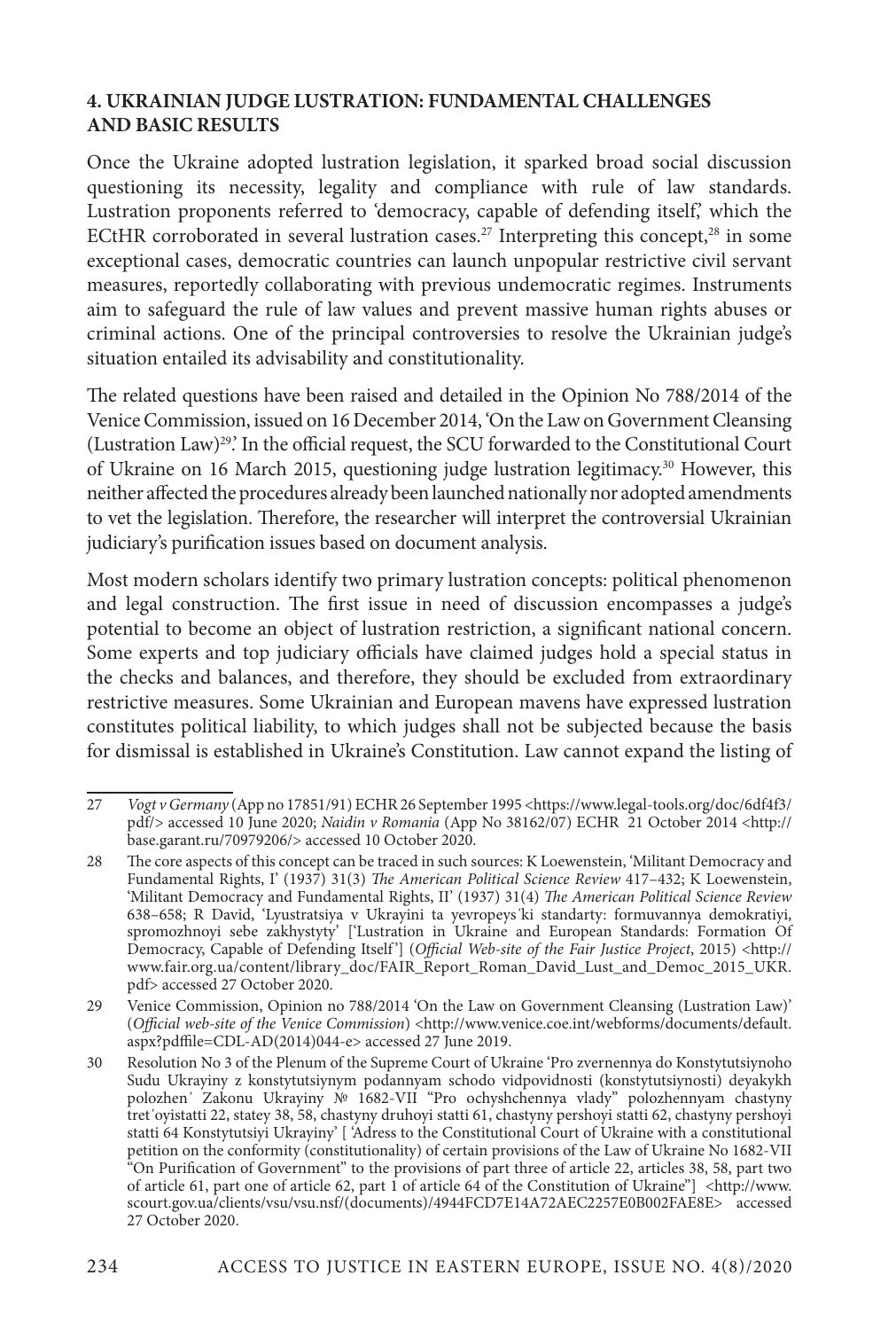### 4. UKRAINIAN JUDGE LUSTRATION: FUNDAMENTAL CHALLENGES AND BASIC RESULTS

Once the Ukraine adopted lustration legislation, it sparked broad social discussion questioning its necessity, legality and compliance with rule of law standards. Lustration proponents referred to 'democracy, capable of defending itself,' which the ECtHR corroborated in several lustration cases.[27] Interpreting this concept,[28] in some exceptional cases, democratic countries can launch unpopular restrictive civil servant measures, reportedly collaborating with previous undemocratic regimes. Instruments aim to safeguard the rule of law values and prevent massive human rights abuses or criminal actions. One of the principal controversies to resolve the Ukrainian judge's situation entailed its advisability and constitutionality.

The related questions have been raised and detailed in the Opinion No 788/2014 of the Venice Commission, issued on 16 December 2014, 'On the Law on Government Cleansing (Lustration Law)[29].' In the official request, the SCU forwarded to the Constitutional Court of Ukraine on 16 March 2015, questioning judge lustration legitimacy.[30] However, this neither affected the procedures already been launched nationally nor adopted amendments to vet the legislation. Therefore, the researcher will interpret the controversial Ukrainian judiciary's purification issues based on document analysis.

Most modern scholars identify two primary lustration concepts: political phenomenon and legal construction. The first issue in need of discussion encompasses a judge's potential to become an object of lustration restriction, a significant national concern. Some experts and top judiciary officials have claimed judges hold a special status in the checks and balances, and therefore, they should be excluded from extraordinary restrictive measures. Some Ukrainian and European mavens have expressed lustration constitutes political liability, to which judges shall not be subjected because the basis for dismissal is established in Ukraine's Constitution. Law cannot expand the listing of

---

27 *Vogt v Germany* (App no 17851/91) ECHR 26 September 1995 <https://www.legal-tools.org/doc/6df4f3/pdf/> accessed 10 June 2020; *Naidin v Romania* (App No 38162/07) ECHR 21 October 2014 <http://base.garant.ru/70979206/> accessed 10 October 2020.

28 The core aspects of this concept can be traced in such sources: K Loewenstein, 'Militant Democracy and Fundamental Rights, I' (1937) 31(3) *The American Political Science Review* 417–432; K Loewenstein, 'Militant Democracy and Fundamental Rights, II' (1937) 31(4) *The American Political Science Review* 638–658; R David, 'Lyustratsiya v Ukrayini ta yevropeysʹki standarty: formuvannya demokratiyi, spromozhnoyi sebe zakhystyty' ['Lustration in Ukraine and European Standards: Formation Of Democracy, Capable of Defending Itself'] (*Official Web-site of the Fair Justice Project*, 2015) <http://www.fair.org.ua/content/library_doc/FAIR_Report_Roman_David_Lust_and_Democ_2015_UKR.pdf> accessed 27 October 2020.

29 Venice Commission, Opinion no 788/2014 'On the Law on Government Cleansing (Lustration Law)' (*Official web-site of the Venice Commission*) <http://www.venice.coe.int/webforms/documents/default.aspx?pdffile=CDL-AD(2014)044-e> accessed 27 June 2019.

30 Resolution No 3 of the Plenum of the Supreme Court of Ukraine 'Pro zvernennya do Konstytutsiynoho Sudu Ukrayiny z konstytutsiynym podannyam schodo vidpovidnosti (konstytutsiynosti) deyakykh polozhenʹ Zakonu Ukrayiny № 1682-VII "Pro ochyshchennya vlady" polozhennyam chastyny tretʹoyistatti 22, statey 38, 58, chastyny druhoyi statti 61, chastyny pershoyi statti 62, chastyny pershoyi statti 64 Konstytutsiyi Ukrayiny' [ 'Adress to the Constitutional Court of Ukraine with a constitutional petition on the conformity (constitutionality) of certain provisions of the Law of Ukraine No 1682-VII "On Purification of Government" to the provisions of part three of article 22, articles 38, 58, part two of article 61, part one of article 62, part 1 of article 64 of the Constitution of Ukraine"] <http://www.scourt.gov.ua/clients/vsu/vsu.nsf/(documents)/4944FCD7E14A72AEC2257E0B002FAE8E> accessed 27 October 2020.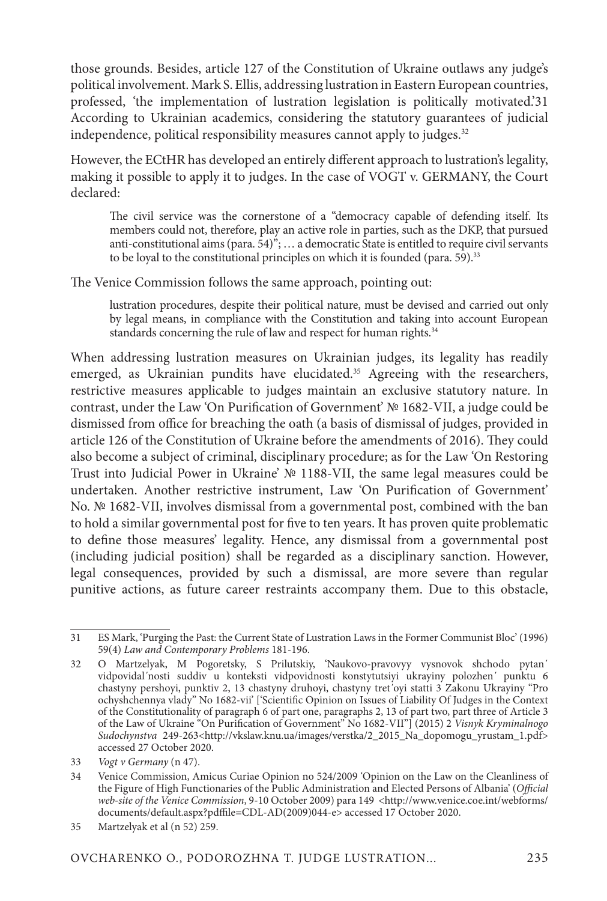those grounds. Besides, article 127 of the Constitution of Ukraine outlaws any judge's political involvement. Mark S. Ellis, addressing lustration in Eastern European countries, professed, 'the implementation of lustration legislation is politically motivated.'31 According to Ukrainian academics, considering the statutory guarantees of judicial independence, political responsibility measures cannot apply to judges.[32]

However, the ECtHR has developed an entirely different approach to lustration's legality, making it possible to apply it to judges. In the case of VOGT v. GERMANY, the Court declared:

> The civil service was the cornerstone of a "democracy capable of defending itself. Its members could not, therefore, play an active role in parties, such as the DKP, that pursued anti-constitutional aims (para. 54)"; … a democratic State is entitled to require civil servants to be loyal to the constitutional principles on which it is founded (para. 59).[33]

The Venice Commission follows the same approach, pointing out:

> lustration procedures, despite their political nature, must be devised and carried out only by legal means, in compliance with the Constitution and taking into account European standards concerning the rule of law and respect for human rights.[34]

When addressing lustration measures on Ukrainian judges, its legality has readily emerged, as Ukrainian pundits have elucidated.[35] Agreeing with the researchers, restrictive measures applicable to judges maintain an exclusive statutory nature. In contrast, under the Law 'On Purification of Government' № 1682-VII, a judge could be dismissed from office for breaching the oath (a basis of dismissal of judges, provided in article 126 of the Constitution of Ukraine before the amendments of 2016). They could also become a subject of criminal, disciplinary procedure; as for the Law 'On Restoring Trust into Judicial Power in Ukraine' № 1188-VII, the same legal measures could be undertaken. Another restrictive instrument, Law 'On Purification of Government' No. № 1682-VII, involves dismissal from a governmental post, combined with the ban to hold a similar governmental post for five to ten years. It has proven quite problematic to define those measures' legality. Hence, any dismissal from a governmental post (including judicial position) shall be regarded as a disciplinary sanction. However, legal consequences, provided by such a dismissal, are more severe than regular punitive actions, as future career restraints accompany them. Due to this obstacle,

---

31 ES Mark, 'Purging the Past: the Current State of Lustration Laws in the Former Communist Bloc' (1996) 59(4) *Law and Contemporary Problems* 181-196.

32 O Martzelyak, M Pogoretsky, S Prilutskiy, 'Naukovo-pravovyy vysnovok shchodo pytanʹ vidpovidalʹnosti suddiv u konteksti vidpovidnosti konstytutsiyi ukrayiny polozhenʹ punktu 6 chastyny pershoyi, punktiv 2, 13 chastyny druhoyi, chastyny tretʹoyi statti 3 Zakonu Ukrayiny "Pro ochyshchennya vlady" No 1682-vii' ['Scientific Opinion on Issues of Liability Of Judges in the Context of the Constitutionality of paragraph 6 of part one, paragraphs 2, 13 of part two, part three of Article 3 of the Law of Ukraine "On Purification of Government" No 1682-VII"] (2015) 2 *Visnyk Kryminalnogo Sudochynstva* 249-263<http://vkslaw.knu.ua/images/verstka/2_2015_Na_dopomogu_yrustam_1.pdf> accessed 27 October 2020.

33 *Vogt v Germany* (n 47).

34 Venice Commission, Amicus Curiae Opinion no 524/2009 'Opinion on the Law on the Cleanliness of the Figure of High Functionaries of the Public Administration and Elected Persons of Albania' (*Official web-site of the Venice Commission*, 9-10 October 2009) para 149 <http://www.venice.coe.int/webforms/documents/default.aspx?pdffile=CDL-AD(2009)044-e> accessed 17 October 2020.

35 Martzelyak et al (n 52) 259.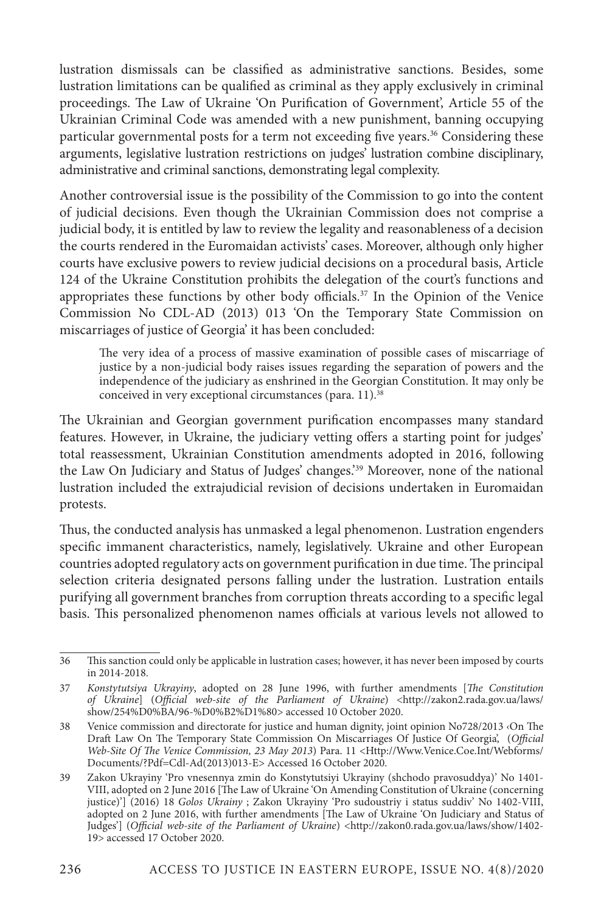lustration dismissals can be classified as administrative sanctions. Besides, some lustration limitations can be qualified as criminal as they apply exclusively in criminal proceedings. The Law of Ukraine 'On Purification of Government', Article 55 of the Ukrainian Criminal Code was amended with a new punishment, banning occupying particular governmental posts for a term not exceeding five years.[36] Considering these arguments, legislative lustration restrictions on judges' lustration combine disciplinary, administrative and criminal sanctions, demonstrating legal complexity.

Another controversial issue is the possibility of the Commission to go into the content of judicial decisions. Even though the Ukrainian Commission does not comprise a judicial body, it is entitled by law to review the legality and reasonableness of a decision the courts rendered in the Euromaidan activists' cases. Moreover, although only higher courts have exclusive powers to review judicial decisions on a procedural basis, Article 124 of the Ukraine Constitution prohibits the delegation of the court's functions and appropriates these functions by other body officials.[37] In the Opinion of the Venice Commission No CDL-AD (2013) 013 'On the Temporary State Commission on miscarriages of justice of Georgia' it has been concluded:

> The very idea of a process of massive examination of possible cases of miscarriage of justice by a non-judicial body raises issues regarding the separation of powers and the independence of the judiciary as enshrined in the Georgian Constitution. It may only be conceived in very exceptional circumstances (para. 11).[38]

The Ukrainian and Georgian government purification encompasses many standard features. However, in Ukraine, the judiciary vetting offers a starting point for judges' total reassessment, Ukrainian Constitution amendments adopted in 2016, following the Law On Judiciary and Status of Judges' changes.'[39] Moreover, none of the national lustration included the extrajudicial revision of decisions undertaken in Euromaidan protests.

Thus, the conducted analysis has unmasked a legal phenomenon. Lustration engenders specific immanent characteristics, namely, legislatively. Ukraine and other European countries adopted regulatory acts on government purification in due time. The principal selection criteria designated persons falling under the lustration. Lustration entails purifying all government branches from corruption threats according to a specific legal basis. This personalized phenomenon names officials at various levels not allowed to

---

36 This sanction could only be applicable in lustration cases; however, it has never been imposed by courts in 2014-2018.

37 *Konstytutsiya Ukrayiny*, adopted on 28 June 1996, with further amendments [*The Constitution of Ukraine*] (*Official web-site of the Parliament of Ukraine*) <http://zakon2.rada.gov.ua/laws/show/254%D0%BA/96-%D0%B2%D1%80> accessed 10 October 2020.

38 Venice commission and directorate for justice and human dignity, joint opinion No728/2013 ‹On The Draft Law On The Temporary State Commission On Miscarriages Of Justice Of Georgia', (*Official Web-Site Of The Venice Commission, 23 May 2013*) Para. 11 <Http://Www.Venice.Coe.Int/Webforms/Documents/?Pdf=Cdl-Ad(2013)013-E> Accessed 16 October 2020.

39 Zakon Ukrayiny 'Pro vnesennya zmin do Konstytutsiyi Ukrayiny (shchodo pravosuddya)' No 1401-VIII, adopted on 2 June 2016 [The Law of Ukraine 'On Amending Constitution of Ukraine (concerning justice)'] (2016) 18 *Golos Ukrainy* ; Zakon Ukrayiny 'Pro sudoustriy i status suddiv' No 1402-VIII, adopted on 2 June 2016, with further amendments [The Law of Ukraine 'On Judiciary and Status of Judges'] (*Official web-site of the Parliament of Ukraine*) <http://zakon0.rada.gov.ua/laws/show/1402-19> accessed 17 October 2020.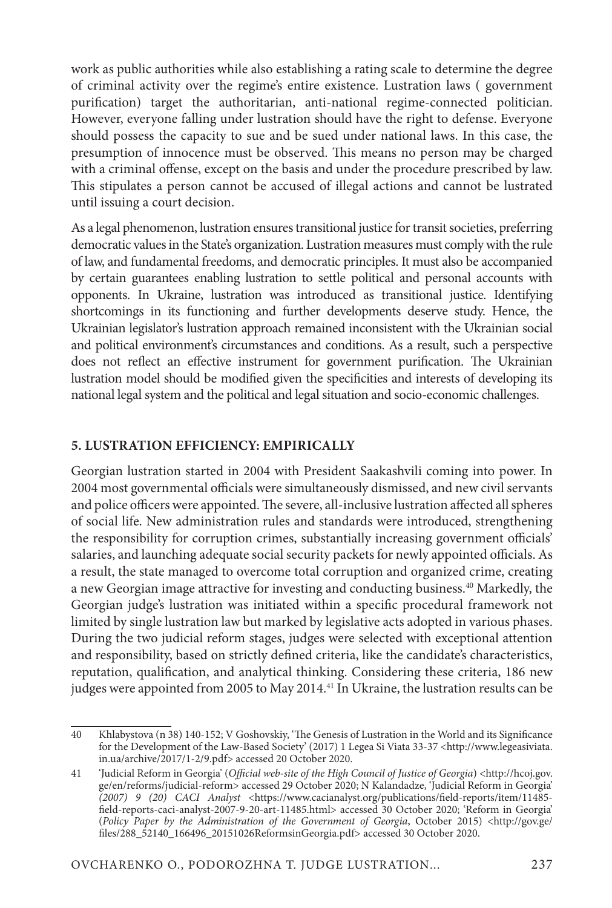work as public authorities while also establishing a rating scale to determine the degree of criminal activity over the regime's entire existence. Lustration laws ( government purification) target the authoritarian, anti-national regime-connected politician. However, everyone falling under lustration should have the right to defense. Everyone should possess the capacity to sue and be sued under national laws. In this case, the presumption of innocence must be observed. This means no person may be charged with a criminal offense, except on the basis and under the procedure prescribed by law. This stipulates a person cannot be accused of illegal actions and cannot be lustrated until issuing a court decision.

As a legal phenomenon, lustration ensures transitional justice for transit societies, preferring democratic values in the State's organization. Lustration measures must comply with the rule of law, and fundamental freedoms, and democratic principles. It must also be accompanied by certain guarantees enabling lustration to settle political and personal accounts with opponents. In Ukraine, lustration was introduced as transitional justice. Identifying shortcomings in its functioning and further developments deserve study. Hence, the Ukrainian legislator's lustration approach remained inconsistent with the Ukrainian social and political environment's circumstances and conditions. As a result, such a perspective does not reflect an effective instrument for government purification. The Ukrainian lustration model should be modified given the specificities and interests of developing its national legal system and the political and legal situation and socio-economic challenges.

## 5. LUSTRATION EFFICIENCY: EMPIRICALLY

Georgian lustration started in 2004 with President Saakashvili coming into power. In 2004 most governmental officials were simultaneously dismissed, and new civil servants and police officers were appointed. The severe, all-inclusive lustration affected all spheres of social life. New administration rules and standards were introduced, strengthening the responsibility for corruption crimes, substantially increasing government officials' salaries, and launching adequate social security packets for newly appointed officials. As a result, the state managed to overcome total corruption and organized crime, creating a new Georgian image attractive for investing and conducting business.[40] Markedly, the Georgian judge's lustration was initiated within a specific procedural framework not limited by single lustration law but marked by legislative acts adopted in various phases. During the two judicial reform stages, judges were selected with exceptional attention and responsibility, based on strictly defined criteria, like the candidate's characteristics, reputation, qualification, and analytical thinking. Considering these criteria, 186 new judges were appointed from 2005 to May 2014.[41] In Ukraine, the lustration results can be

---

40 Khlabystova (n 38) 140-152; V Goshovskiy, 'The Genesis of Lustration in the World and its Significance for the Development of the Law-Based Society' (2017) 1 Legea Si Viata 33-37 <http://www.legeasiviata.in.ua/archive/2017/1-2/9.pdf> accessed 20 October 2020.

41 'Judicial Reform in Georgia' (*Official web-site of the High Council of Justice of Georgia*) <http://hcoj.gov.ge/en/reforms/judicial-reform> accessed 29 October 2020; N Kalandadze, 'Judicial Reform in Georgia' *(2007) 9 (20) CACI Analyst* <https://www.cacianalyst.org/publications/field-reports/item/11485-field-reports-caci-analyst-2007-9-20-art-11485.html> accessed 30 October 2020; 'Reform in Georgia' (*Policy Paper by the Administration of the Government of Georgia*, October 2015) <http://gov.ge/files/288_52140_166496_20151026ReformsinGeorgia.pdf> accessed 30 October 2020.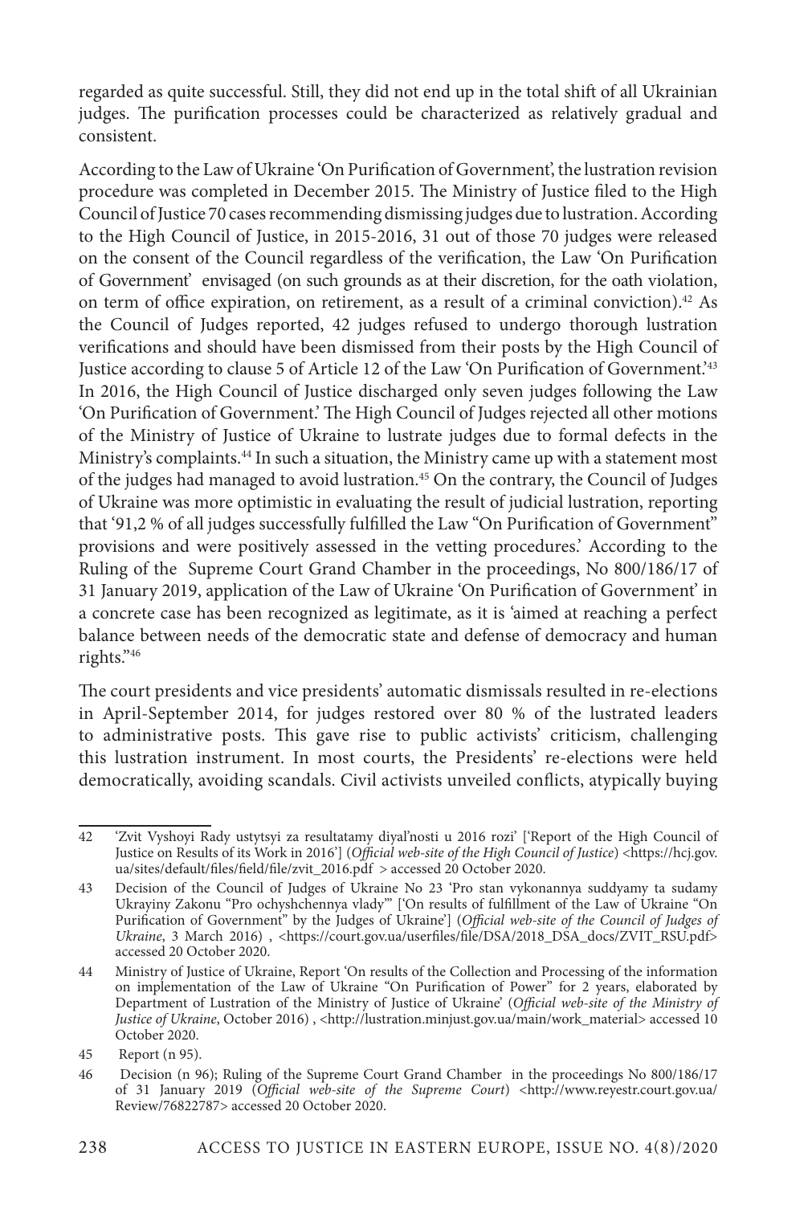regarded as quite successful. Still, they did not end up in the total shift of all Ukrainian judges. The purification processes could be characterized as relatively gradual and consistent.

According to the Law of Ukraine 'On Purification of Government', the lustration revision procedure was completed in December 2015. The Ministry of Justice filed to the High Council of Justice 70 cases recommending dismissing judges due to lustration. According to the High Council of Justice, in 2015-2016, 31 out of those 70 judges were released on the consent of the Council regardless of the verification, the Law 'On Purification of Government' envisaged (on such grounds as at their discretion, for the oath violation, on term of office expiration, on retirement, as a result of a criminal conviction).[42] As the Council of Judges reported, 42 judges refused to undergo thorough lustration verifications and should have been dismissed from their posts by the High Council of Justice according to clause 5 of Article 12 of the Law 'On Purification of Government.'[43] In 2016, the High Council of Justice discharged only seven judges following the Law 'On Purification of Government.' The High Council of Judges rejected all other motions of the Ministry of Justice of Ukraine to lustrate judges due to formal defects in the Ministry's complaints.[44] In such a situation, the Ministry came up with a statement most of the judges had managed to avoid lustration.[45] On the contrary, the Council of Judges of Ukraine was more optimistic in evaluating the result of judicial lustration, reporting that '91,2 % of all judges successfully fulfilled the Law "On Purification of Government" provisions and were positively assessed in the vetting procedures.' According to the Ruling of the Supreme Court Grand Chamber in the proceedings, No 800/186/17 of 31 January 2019, application of the Law of Ukraine 'On Purification of Government' in a concrete case has been recognized as legitimate, as it is 'aimed at reaching a perfect balance between needs of the democratic state and defense of democracy and human rights."[46]

The court presidents and vice presidents' automatic dismissals resulted in re-elections in April-September 2014, for judges restored over 80 % of the lustrated leaders to administrative posts. This gave rise to public activists' criticism, challenging this lustration instrument. In most courts, the Presidents' re-elections were held democratically, avoiding scandals. Civil activists unveiled conflicts, atypically buying

---

42 'Zvit Vyshoyi Rady ustytsyi za resultatamy diyal'nosti u 2016 rozi' ['Report of the High Council of Justice on Results of its Work in 2016'] (*Official web-site of the High Council of Justice*) <https://hcj.gov.ua/sites/default/files/field/file/zvit_2016.pdf > accessed 20 October 2020.

43 Decision of the Council of Judges of Ukraine No 23 'Pro stan vykonannya suddyamy ta sudamy Ukrayiny Zakonu "Pro ochyshchennya vlady"' ['On results of fulfillment of the Law of Ukraine "On Purification of Government" by the Judges of Ukraine'] (*Official web-site of the Council of Judges of Ukraine*, 3 March 2016) , <https://court.gov.ua/userfiles/file/DSA/2018_DSA_docs/ZVIT_RSU.pdf> accessed 20 October 2020.

44 Ministry of Justice of Ukraine, Report 'On results of the Collection and Processing of the information on implementation of the Law of Ukraine "On Purification of Power" for 2 years, elaborated by Department of Lustration of the Ministry of Justice of Ukraine' (*Official web-site of the Ministry of Justice of Ukraine*, October 2016) , <http://lustration.minjust.gov.ua/main/work_material> accessed 10 October 2020.

45 Report (n 95).

46 Decision (n 96); Ruling of the Supreme Court Grand Chamber in the proceedings No 800/186/17 of 31 January 2019 (*Official web-site of the Supreme Court*) <http://www.reyestr.court.gov.ua/Review/76822787> accessed 20 October 2020.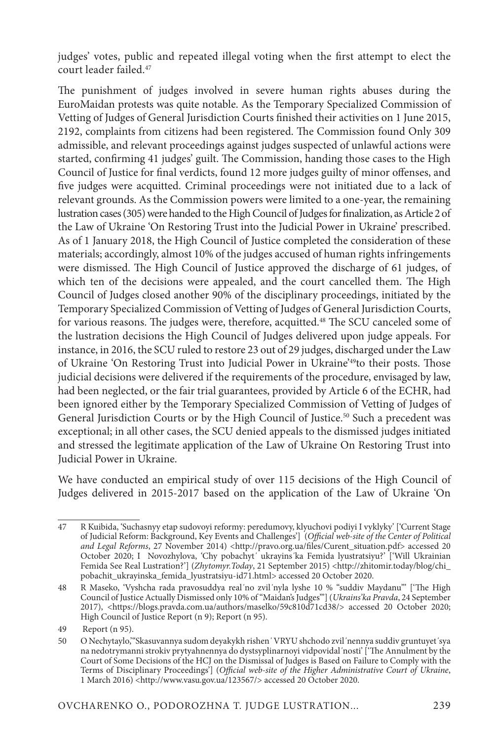judges' votes, public and repeated illegal voting when the first attempt to elect the court leader failed.[47]

The punishment of judges involved in severe human rights abuses during the EuroMaidan protests was quite notable. As the Temporary Specialized Commission of Vetting of Judges of General Jurisdiction Courts finished their activities on 1 June 2015, 2192, complaints from citizens had been registered. The Commission found Only 309 admissible, and relevant proceedings against judges suspected of unlawful actions were started, confirming 41 judges' guilt. The Commission, handing those cases to the High Council of Justice for final verdicts, found 12 more judges guilty of minor offenses, and five judges were acquitted. Criminal proceedings were not initiated due to a lack of relevant grounds. As the Commission powers were limited to a one-year, the remaining lustration cases (305) were handed to the High Council of Judges for finalization, as Article 2 of the Law of Ukraine 'On Restoring Trust into the Judicial Power in Ukraine' prescribed. As of 1 January 2018, the High Council of Justice completed the consideration of these materials; accordingly, almost 10% of the judges accused of human rights infringements were dismissed. The High Council of Justice approved the discharge of 61 judges, of which ten of the decisions were appealed, and the court cancelled them. The High Council of Judges closed another 90% of the disciplinary proceedings, initiated by the Temporary Specialized Commission of Vetting of Judges of General Jurisdiction Courts, for various reasons. The judges were, therefore, acquitted.[48] The SCU canceled some of the lustration decisions the High Council of Judges delivered upon judge appeals. For instance, in 2016, the SCU ruled to restore 23 out of 29 judges, discharged under the Law of Ukraine 'On Restoring Trust into Judicial Power in Ukraine'[49]to their posts. Those judicial decisions were delivered if the requirements of the procedure, envisaged by law, had been neglected, or the fair trial guarantees, provided by Article 6 of the ECHR, had been ignored either by the Temporary Specialized Commission of Vetting of Judges of General Jurisdiction Courts or by the High Council of Justice.[50] Such a precedent was exceptional; in all other cases, the SCU denied appeals to the dismissed judges initiated and stressed the legitimate application of the Law of Ukraine On Restoring Trust into Judicial Power in Ukraine.

We have conducted an empirical study of over 115 decisions of the High Council of Judges delivered in 2015-2017 based on the application of the Law of Ukraine 'On

---

47 R Kuibida, 'Suchasnyy etap sudovoyi reformy: peredumovy, klyuchovi podiyi I vyklyky' ['Current Stage of Judicial Reform: Background, Key Events and Challenges'] (*Official web-site of the Center of Political and Legal Reforms*, 27 November 2014) <http://pravo.org.ua/files/Curent_situation.pdf> accessed 20 October 2020; I Novozhylova, 'Chy pobachyt′ ukrayins′ka Femida lyustratsiyu?' ['Will Ukrainian Femida See Real Lustration?'] (*Zhytomyr.Today*, 21 September 2015) <http://zhitomir.today/blog/chi_pobachit_ukrayinska_femida_lyustratsiyu-id71.html> accessed 20 October 2020.

48 R Maseko, 'Vyshcha rada pravosuddya real′no zvil′nyla lyshe 10 % "suddiv Maydanu"' ['The High Council of Justice Actually Dismissed only 10% of "Maidan's Judges"'] (*Ukrains'ka Pravda*, 24 September 2017), <https://blogs.pravda.com.ua/authors/maselko/59c810d71cd38/> accessed 20 October 2020; High Council of Justice Report (n 9); Report (n 95).

49 Report (n 95).

50 O Nechytaylo,'"Skasuvannya sudom deyakykh rishen′ VRYU shchodo zvil′nennya suddiv gruntuyet′sya na nedotrymanni strokiv prytyahnennya do dystsyplinarnoyi vidpovidal′nosti' ['The Annulment by the Court of Some Decisions of the HCJ on the Dismissal of Judges is Based on Failure to Comply with the Terms of Disciplinary Proceedings'] (*Official web-site of the Higher Administrative Court of Ukraine*, 1 March 2016) <http://www.vasu.gov.ua/123567/> accessed 20 October 2020.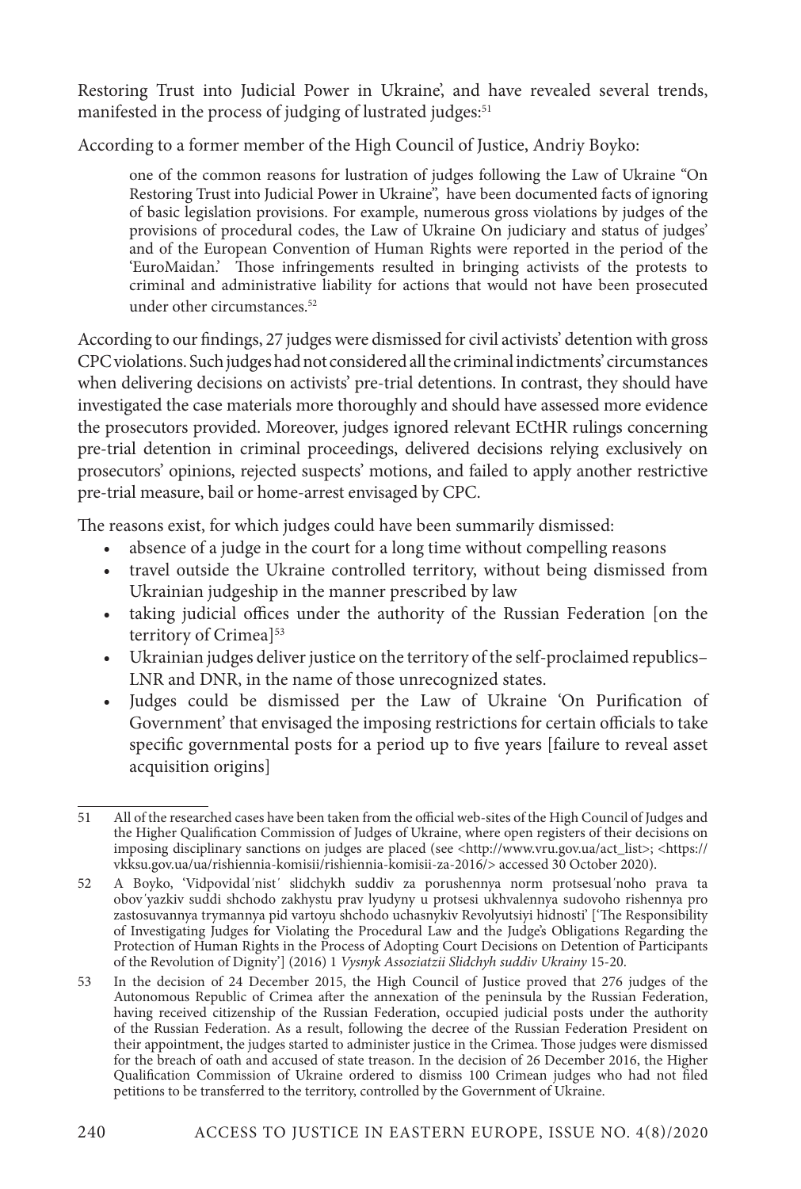Restoring Trust into Judicial Power in Ukraine', and have revealed several trends, manifested in the process of judging of lustrated judges:[51]

According to a former member of the High Council of Justice, Andriy Boyko:

> one of the common reasons for lustration of judges following the Law of Ukraine "On Restoring Trust into Judicial Power in Ukraine", have been documented facts of ignoring of basic legislation provisions. For example, numerous gross violations by judges of the provisions of procedural codes, the Law of Ukraine On judiciary and status of judges' and of the European Convention of Human Rights were reported in the period of the 'EuroMaidan.' Those infringements resulted in bringing activists of the protests to criminal and administrative liability for actions that would not have been prosecuted under other circumstances.[52]

According to our findings, 27 judges were dismissed for civil activists' detention with gross CPC violations. Such judges had not considered all the criminal indictments' circumstances when delivering decisions on activists' pre-trial detentions. In contrast, they should have investigated the case materials more thoroughly and should have assessed more evidence the prosecutors provided. Moreover, judges ignored relevant ECtHR rulings concerning pre-trial detention in criminal proceedings, delivered decisions relying exclusively on prosecutors' opinions, rejected suspects' motions, and failed to apply another restrictive pre-trial measure, bail or home-arrest envisaged by CPC.

The reasons exist, for which judges could have been summarily dismissed:

- absence of a judge in the court for a long time without compelling reasons
- travel outside the Ukraine controlled territory, without being dismissed from Ukrainian judgeship in the manner prescribed by law
- taking judicial offices under the authority of the Russian Federation [on the territory of Crimea][53]
- Ukrainian judges deliver justice on the territory of the self-proclaimed republics– LNR and DNR, in the name of those unrecognized states.
- Judges could be dismissed per the Law of Ukraine 'On Purification of Government' that envisaged the imposing restrictions for certain officials to take specific governmental posts for a period up to five years [failure to reveal asset acquisition origins]

---

51 All of the researched cases have been taken from the official web-sites of the High Council of Judges and the Higher Qualification Commission of Judges of Ukraine, where open registers of their decisions on imposing disciplinary sanctions on judges are placed (see <http://www.vru.gov.ua/act_list>; <https://vkksu.gov.ua/ua/rishiennia-komisii/rishiennia-komisii-za-2016/> accessed 30 October 2020).

52 A Boyko, 'Vidpovidal'nist' slidchykh suddiv za porushennya norm protsesual'noho prava ta obov'yazkiv suddi shchodo zakhystu prav lyudyny u protsesi ukhvalennya sudovoho rishennya pro zastosuvannya trymannya pid vartoyu shchodo uchasnykiv Revolyutsiyi hidnosti' ['The Responsibility of Investigating Judges for Violating the Procedural Law and the Judge's Obligations Regarding the Protection of Human Rights in the Process of Adopting Court Decisions on Detention of Participants of the Revolution of Dignity'] (2016) 1 *Vysnyk Assoziatzii Slidchyh suddiv Ukrainy* 15-20.

53 In the decision of 24 December 2015, the High Council of Justice proved that 276 judges of the Autonomous Republic of Crimea after the annexation of the peninsula by the Russian Federation, having received citizenship of the Russian Federation, occupied judicial posts under the authority of the Russian Federation. As a result, following the decree of the Russian Federation President on their appointment, the judges started to administer justice in the Crimea. Those judges were dismissed for the breach of oath and accused of state treason. In the decision of 26 December 2016, the Higher Qualification Commission of Ukraine ordered to dismiss 100 Crimean judges who had not filed petitions to be transferred to the territory, controlled by the Government of Ukraine.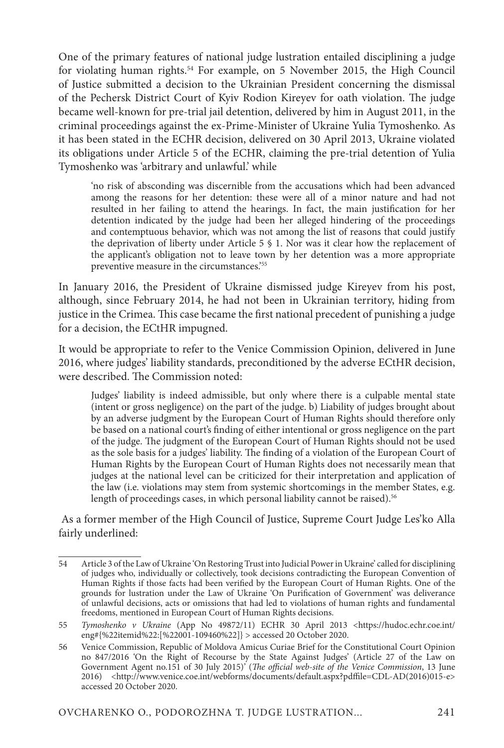One of the primary features of national judge lustration entailed disciplining a judge for violating human rights.[54] For example, on 5 November 2015, the High Council of Justice submitted a decision to the Ukrainian President concerning the dismissal of the Pechersk District Court of Kyiv Rodion Kireyev for oath violation. The judge became well-known for pre-trial jail detention, delivered by him in August 2011, in the criminal proceedings against the ex-Prime-Minister of Ukraine Yulia Tymoshenko. As it has been stated in the ECHR decision, delivered on 30 April 2013, Ukraine violated its obligations under Article 5 of the ECHR, claiming the pre-trial detention of Yulia Tymoshenko was 'arbitrary and unlawful.' while

> 'no risk of absconding was discernible from the accusations which had been advanced among the reasons for her detention: these were all of a minor nature and had not resulted in her failing to attend the hearings. In fact, the main justification for her detention indicated by the judge had been her alleged hindering of the proceedings and contemptuous behavior, which was not among the list of reasons that could justify the deprivation of liberty under Article 5 § 1. Nor was it clear how the replacement of the applicant's obligation not to leave town by her detention was a more appropriate preventive measure in the circumstances.'[55]

In January 2016, the President of Ukraine dismissed judge Kireyev from his post, although, since February 2014, he had not been in Ukrainian territory, hiding from justice in the Crimea. This case became the first national precedent of punishing a judge for a decision, the ECtHR impugned.

It would be appropriate to refer to the Venice Commission Opinion, delivered in June 2016, where judges' liability standards, preconditioned by the adverse ECtHR decision, were described. The Commission noted:

> Judges' liability is indeed admissible, but only where there is a culpable mental state (intent or gross negligence) on the part of the judge. b) Liability of judges brought about by an adverse judgment by the European Court of Human Rights should therefore only be based on a national court's finding of either intentional or gross negligence on the part of the judge. The judgment of the European Court of Human Rights should not be used as the sole basis for a judges' liability. The finding of a violation of the European Court of Human Rights by the European Court of Human Rights does not necessarily mean that judges at the national level can be criticized for their interpretation and application of the law (i.e. violations may stem from systemic shortcomings in the member States, e.g. length of proceedings cases, in which personal liability cannot be raised).[56]

As a former member of the High Council of Justice, Supreme Court Judge Les'ko Alla fairly underlined:

---

54 Article 3 of the Law of Ukraine 'On Restoring Trust into Judicial Power in Ukraine' called for disciplining of judges who, individually or collectively, took decisions contradicting the European Convention of Human Rights if those facts had been verified by the European Court of Human Rights. One of the grounds for lustration under the Law of Ukraine 'On Purification of Government' was deliverance of unlawful decisions, acts or omissions that had led to violations of human rights and fundamental freedoms, mentioned in European Court of Human Rights decisions.

55 *Tymoshenko v Ukraine* (App No 49872/11) ECHR 30 April 2013 <https://hudoc.echr.coe.int/eng#{%22itemid%22:[%22001-109460%22]} > accessed 20 October 2020.

56 Venice Commission, Republic of Moldova Amicus Curiae Brief for the Constitutional Court Opinion no 847/2016 'On the Right of Recourse by the State Against Judges' (Article 27 of the Law on Government Agent no.151 of 30 July 2015)' (*The official web-site of the Venice Commission*, 13 June 2016) <http://www.venice.coe.int/webforms/documents/default.aspx?pdffile=CDL-AD(2016)015-e> accessed 20 October 2020.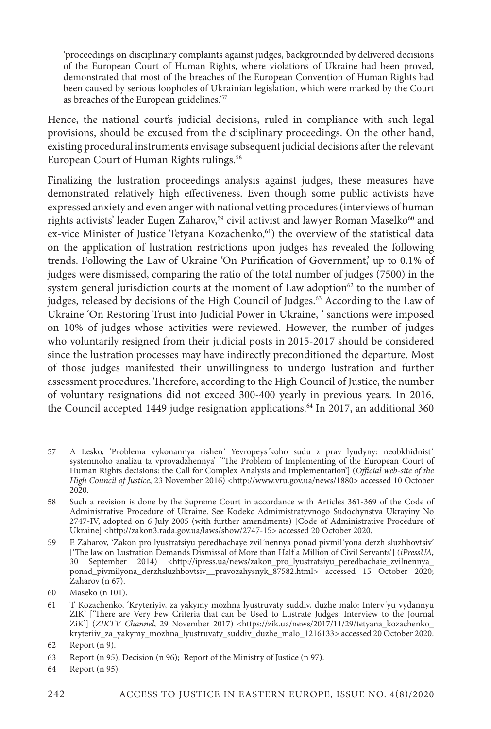'proceedings on disciplinary complaints against judges, backgrounded by delivered decisions of the European Court of Human Rights, where violations of Ukraine had been proved, demonstrated that most of the breaches of the European Convention of Human Rights had been caused by serious loopholes of Ukrainian legislation, which were marked by the Court as breaches of the European guidelines.'[57]

Hence, the national court's judicial decisions, ruled in compliance with such legal provisions, should be excused from the disciplinary proceedings. On the other hand, existing procedural instruments envisage subsequent judicial decisions after the relevant European Court of Human Rights rulings.[58]

Finalizing the lustration proceedings analysis against judges, these measures have demonstrated relatively high effectiveness. Even though some public activists have expressed anxiety and even anger with national vetting procedures (interviews of human rights activists' leader Eugen Zaharov,[59] civil activist and lawyer Roman Maselko[60] and ex-vice Minister of Justice Tetyana Kozachenko,[61]) the overview of the statistical data on the application of lustration restrictions upon judges has revealed the following trends. Following the Law of Ukraine 'On Purification of Government,' up to 0.1% of judges were dismissed, comparing the ratio of the total number of judges (7500) in the system general jurisdiction courts at the moment of Law adoption[62] to the number of judges, released by decisions of the High Council of Judges.[63] According to the Law of Ukraine 'On Restoring Trust into Judicial Power in Ukraine, ' sanctions were imposed on 10% of judges whose activities were reviewed. However, the number of judges who voluntarily resigned from their judicial posts in 2015-2017 should be considered since the lustration processes may have indirectly preconditioned the departure. Most of those judges manifested their unwillingness to undergo lustration and further assessment procedures. Therefore, according to the High Council of Justice, the number of voluntary resignations did not exceed 300-400 yearly in previous years. In 2016, the Council accepted 1449 judge resignation applications.[64] In 2017, an additional 360

---

57 A Lesko, 'Problema vykonannya rishen′ Yevropeys′koho sudu z prav lyudyny: neobkhidnist′ systemnoho analizu ta vprovadzhennya' ['The Problem of Implementing of the European Court of Human Rights decisions: the Call for Complex Analysis and Implementation'] (*Official web-site of the High Council of Justice*, 23 November 2016) <http://www.vru.gov.ua/news/1880> accessed 10 October 2020.

58 Such a revision is done by the Supreme Court in accordance with Articles 361-369 of the Code of Administrative Procedure of Ukraine. See Kodekc Admimistratyvnogo Sudochynstva Ukrayiny No 2747-IV, adopted on 6 July 2005 (with further amendments) [Code of Administrative Procedure of Ukraine] <http://zakon3.rada.gov.ua/laws/show/2747-15> accessed 20 October 2020.

59 E Zaharov, 'Zakon pro lyustratsiyu peredbachaye zvil′nennya ponad pivmil′yona derzh sluzhbovtsiv' ['The law on Lustration Demands Dismissal of More than Half a Million of Civil Servants'] (*iPressUA*, 30 September 2014) <http://ipress.ua/news/zakon_pro_lyustratsiyu_peredbachaie_zvilnennya_ponad_pivmilyona_derzhsluzhbovtsiv__pravozahysnyk_87582.html> accessed 15 October 2020; Zaharov (n 67).

60 Maseko (n 101).

61 T Kozachenko, 'Kryteriyiv, za yakymy mozhna lyustruvaty suddiv, duzhe malo: Interv′yu vydannyu ZIK' ['There are Very Few Criteria that can be Used to Lustrate Judges: Interview to the Journal ZiK'] (*ZIKTV Channel*, 29 November 2017) <https://zik.ua/news/2017/11/29/tetyana_kozachenko_kryteriiv_za_yakymy_mozhna_lyustruvaty_suddiv_duzhe_malo_1216133> accessed 20 October 2020.

62 Report (n 9).

63 Report (n 95); Decision (n 96); Report of the Ministry of Justice (n 97).

64 Report (n 95).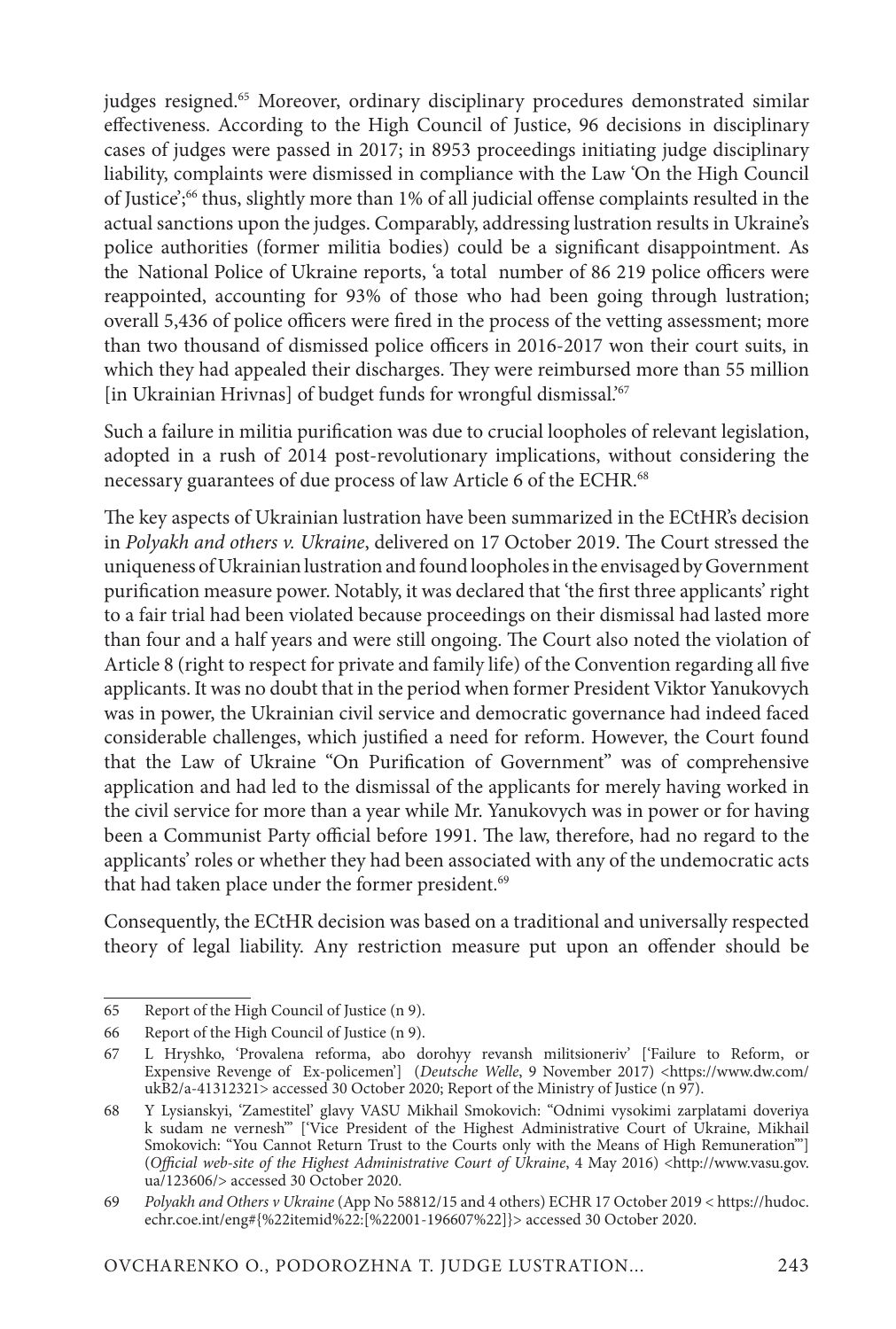judges resigned.[65] Moreover, ordinary disciplinary procedures demonstrated similar effectiveness. According to the High Council of Justice, 96 decisions in disciplinary cases of judges were passed in 2017; in 8953 proceedings initiating judge disciplinary liability, complaints were dismissed in compliance with the Law 'On the High Council of Justice';[66] thus, slightly more than 1% of all judicial offense complaints resulted in the actual sanctions upon the judges. Comparably, addressing lustration results in Ukraine's police authorities (former militia bodies) could be a significant disappointment. As the National Police of Ukraine reports, 'a total number of 86 219 police officers were reappointed, accounting for 93% of those who had been going through lustration; overall 5,436 of police officers were fired in the process of the vetting assessment; more than two thousand of dismissed police officers in 2016-2017 won their court suits, in which they had appealed their discharges. They were reimbursed more than 55 million [in Ukrainian Hrivnas] of budget funds for wrongful dismissal.'[67]

Such a failure in militia purification was due to crucial loopholes of relevant legislation, adopted in a rush of 2014 post-revolutionary implications, without considering the necessary guarantees of due process of law Article 6 of the ECHR.[68]

The key aspects of Ukrainian lustration have been summarized in the ECtHR's decision in *Polyakh and others v. Ukraine*, delivered on 17 October 2019. The Court stressed the uniqueness of Ukrainian lustration and found loopholes in the envisaged by Government purification measure power. Notably, it was declared that 'the first three applicants' right to a fair trial had been violated because proceedings on their dismissal had lasted more than four and a half years and were still ongoing. The Court also noted the violation of Article 8 (right to respect for private and family life) of the Convention regarding all five applicants. It was no doubt that in the period when former President Viktor Yanukovych was in power, the Ukrainian civil service and democratic governance had indeed faced considerable challenges, which justified a need for reform. However, the Court found that the Law of Ukraine "On Purification of Government" was of comprehensive application and had led to the dismissal of the applicants for merely having worked in the civil service for more than a year while Mr. Yanukovych was in power or for having been a Communist Party official before 1991. The law, therefore, had no regard to the applicants' roles or whether they had been associated with any of the undemocratic acts that had taken place under the former president.[69]

Consequently, the ECtHR decision was based on a traditional and universally respected theory of legal liability. Any restriction measure put upon an offender should be

---

65 Report of the High Council of Justice (n 9).

66 Report of the High Council of Justice (n 9).

67 L Hryshko, 'Provalena reforma, abo dorohyy revansh militsioneriv' ['Failure to Reform, or Expensive Revenge of Ex-policemen'] (*Deutsche Welle*, 9 November 2017) <https://www.dw.com/ukB2/a-41312321> accessed 30 October 2020; Report of the Ministry of Justice (n 97).

68 Y Lysianskyi, 'Zamestitel' glavy VASU Mikhail Smokovich: "Odnimi vysokimi zarplatami doveriya k sudam ne vernesh"' ['Vice President of the Highest Administrative Court of Ukraine, Mikhail Smokovich: "You Cannot Return Trust to the Courts only with the Means of High Remuneration"'] (*Official web-site of the Highest Administrative Court of Ukraine*, 4 May 2016) <http://www.vasu.gov.ua/123606/> accessed 30 October 2020.

69 *Polyakh and Others v Ukraine* (App No 58812/15 and 4 others) ECHR 17 October 2019 < https://hudoc.echr.coe.int/eng#{%22itemid%22:[%22001-196607%22]}> accessed 30 October 2020.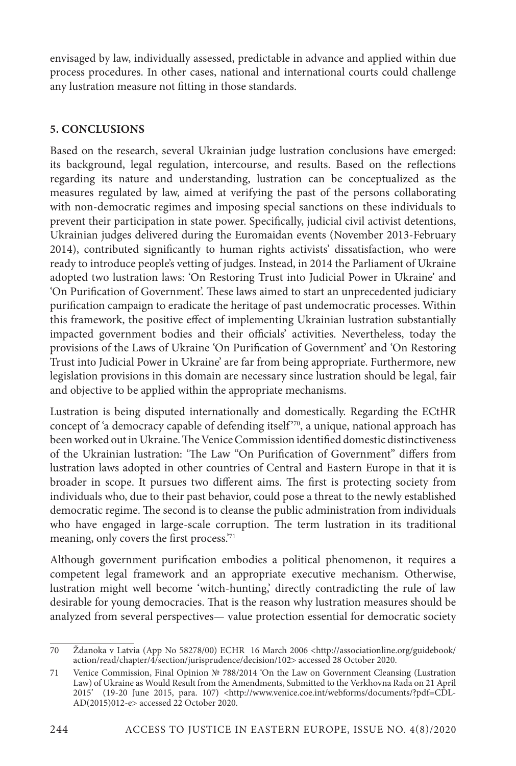envisaged by law, individually assessed, predictable in advance and applied within due process procedures. In other cases, national and international courts could challenge any lustration measure not fitting in those standards.

## 5. CONCLUSIONS

Based on the research, several Ukrainian judge lustration conclusions have emerged: its background, legal regulation, intercourse, and results. Based on the reflections regarding its nature and understanding, lustration can be conceptualized as the measures regulated by law, aimed at verifying the past of the persons collaborating with non-democratic regimes and imposing special sanctions on these individuals to prevent their participation in state power. Specifically, judicial civil activist detentions, Ukrainian judges delivered during the Euromaidan events (November 2013-February 2014), contributed significantly to human rights activists' dissatisfaction, who were ready to introduce people's vetting of judges. Instead, in 2014 the Parliament of Ukraine adopted two lustration laws: 'On Restoring Trust into Judicial Power in Ukraine' and 'On Purification of Government'. These laws aimed to start an unprecedented judiciary purification campaign to eradicate the heritage of past undemocratic processes. Within this framework, the positive effect of implementing Ukrainian lustration substantially impacted government bodies and their officials' activities. Nevertheless, today the provisions of the Laws of Ukraine 'On Purification of Government' and 'On Restoring Trust into Judicial Power in Ukraine' are far from being appropriate. Furthermore, new legislation provisions in this domain are necessary since lustration should be legal, fair and objective to be applied within the appropriate mechanisms.

Lustration is being disputed internationally and domestically. Regarding the ECtHR concept of 'a democracy capable of defending itself'[70], a unique, national approach has been worked out in Ukraine. The Venice Commission identified domestic distinctiveness of the Ukrainian lustration: 'The Law "On Purification of Government" differs from lustration laws adopted in other countries of Central and Eastern Europe in that it is broader in scope. It pursues two different aims. The first is protecting society from individuals who, due to their past behavior, could pose a threat to the newly established democratic regime. The second is to cleanse the public administration from individuals who have engaged in large-scale corruption. The term lustration in its traditional meaning, only covers the first process.'[71]

Although government purification embodies a political phenomenon, it requires a competent legal framework and an appropriate executive mechanism. Otherwise, lustration might well become 'witch-hunting,' directly contradicting the rule of law desirable for young democracies. That is the reason why lustration measures should be analyzed from several perspectives— value protection essential for democratic society

---

70 Ždanoka v Latvia (App No 58278/00) ECHR 16 March 2006 <http://associationline.org/guidebook/action/read/chapter/4/section/jurisprudence/decision/102> accessed 28 October 2020.

71 Venice Commission, Final Opinion № 788/2014 'On the Law on Government Cleansing (Lustration Law) of Ukraine as Would Result from the Amendments, Submitted to the Verkhovna Rada on 21 April 2015' (19-20 June 2015, para. 107) <http://www.venice.coe.int/webforms/documents/?pdf=CDL-AD(2015)012-e> accessed 22 October 2020.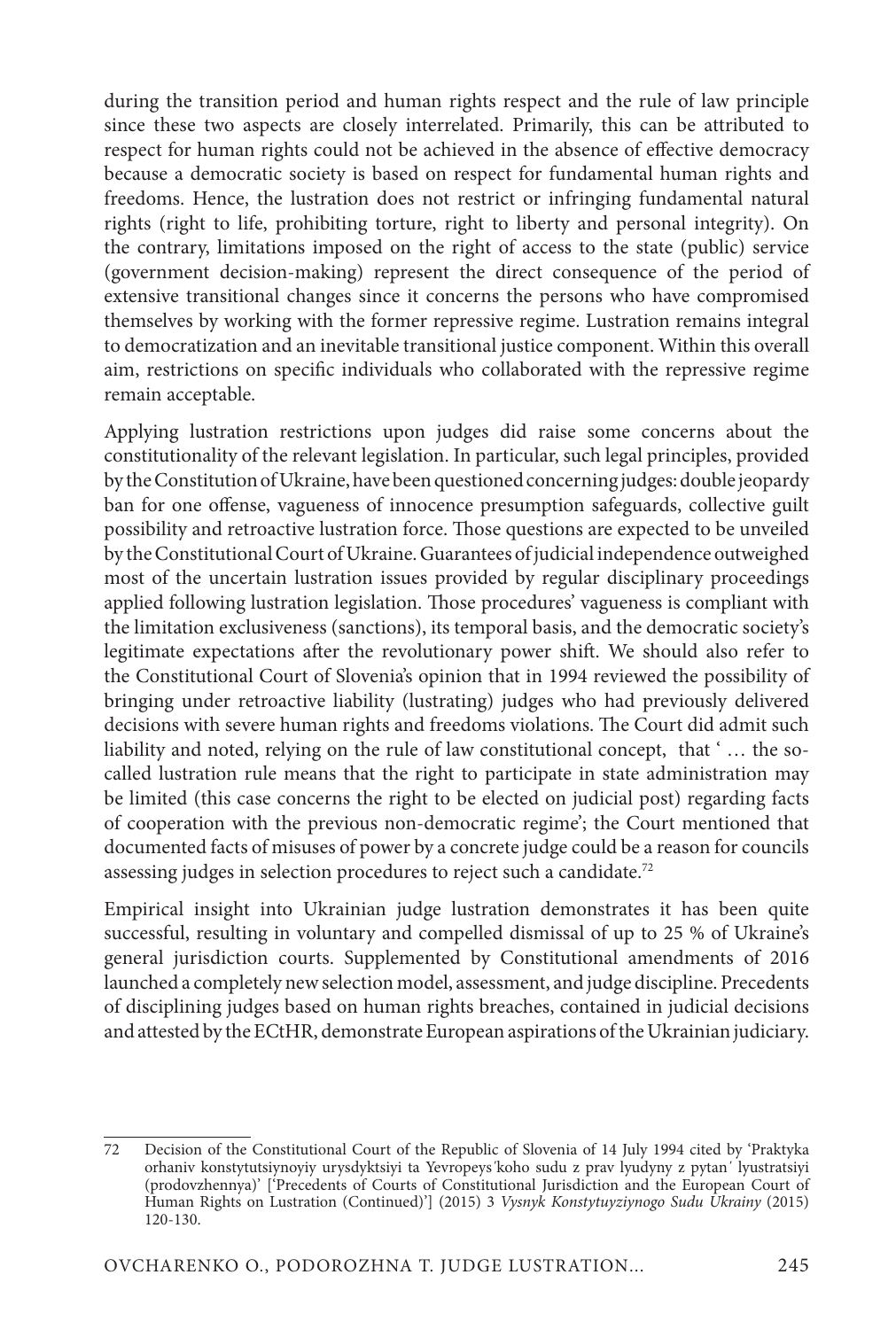during the transition period and human rights respect and the rule of law principle since these two aspects are closely interrelated. Primarily, this can be attributed to respect for human rights could not be achieved in the absence of effective democracy because a democratic society is based on respect for fundamental human rights and freedoms. Hence, the lustration does not restrict or infringing fundamental natural rights (right to life, prohibiting torture, right to liberty and personal integrity). On the contrary, limitations imposed on the right of access to the state (public) service (government decision-making) represent the direct consequence of the period of extensive transitional changes since it concerns the persons who have compromised themselves by working with the former repressive regime. Lustration remains integral to democratization and an inevitable transitional justice component. Within this overall aim, restrictions on specific individuals who collaborated with the repressive regime remain acceptable.

Applying lustration restrictions upon judges did raise some concerns about the constitutionality of the relevant legislation. In particular, such legal principles, provided by the Constitution of Ukraine, have been questioned concerning judges: double jeopardy ban for one offense, vagueness of innocence presumption safeguards, collective guilt possibility and retroactive lustration force. Those questions are expected to be unveiled by the Constitutional Court of Ukraine. Guarantees of judicial independence outweighed most of the uncertain lustration issues provided by regular disciplinary proceedings applied following lustration legislation. Those procedures' vagueness is compliant with the limitation exclusiveness (sanctions), its temporal basis, and the democratic society's legitimate expectations after the revolutionary power shift. We should also refer to the Constitutional Court of Slovenia's opinion that in 1994 reviewed the possibility of bringing under retroactive liability (lustrating) judges who had previously delivered decisions with severe human rights and freedoms violations. The Court did admit such liability and noted, relying on the rule of law constitutional concept, that ' … the so-called lustration rule means that the right to participate in state administration may be limited (this case concerns the right to be elected on judicial post) regarding facts of cooperation with the previous non-democratic regime'; the Court mentioned that documented facts of misuses of power by a concrete judge could be a reason for councils assessing judges in selection procedures to reject such a candidate.[72]

Empirical insight into Ukrainian judge lustration demonstrates it has been quite successful, resulting in voluntary and compelled dismissal of up to 25 % of Ukraine's general jurisdiction courts. Supplemented by Constitutional amendments of 2016 launched a completely new selection model, assessment, and judge discipline. Precedents of disciplining judges based on human rights breaches, contained in judicial decisions and attested by the ECtHR, demonstrate European aspirations of the Ukrainian judiciary.

---

72 Decision of the Constitutional Court of the Republic of Slovenia of 14 July 1994 cited by 'Praktyka orhaniv konstytutsiynoyiy urysdyktsiyi ta Yevropeys'koho sudu z prav lyudyny z pytan' lyustratsiyi (prodovzhennya)' ['Precedents of Courts of Constitutional Jurisdiction and the European Court of Human Rights on Lustration (Continued)'] (2015) 3 *Vysnyk Konstytuyziynogo Sudu Ukrainy* (2015) 120-130.